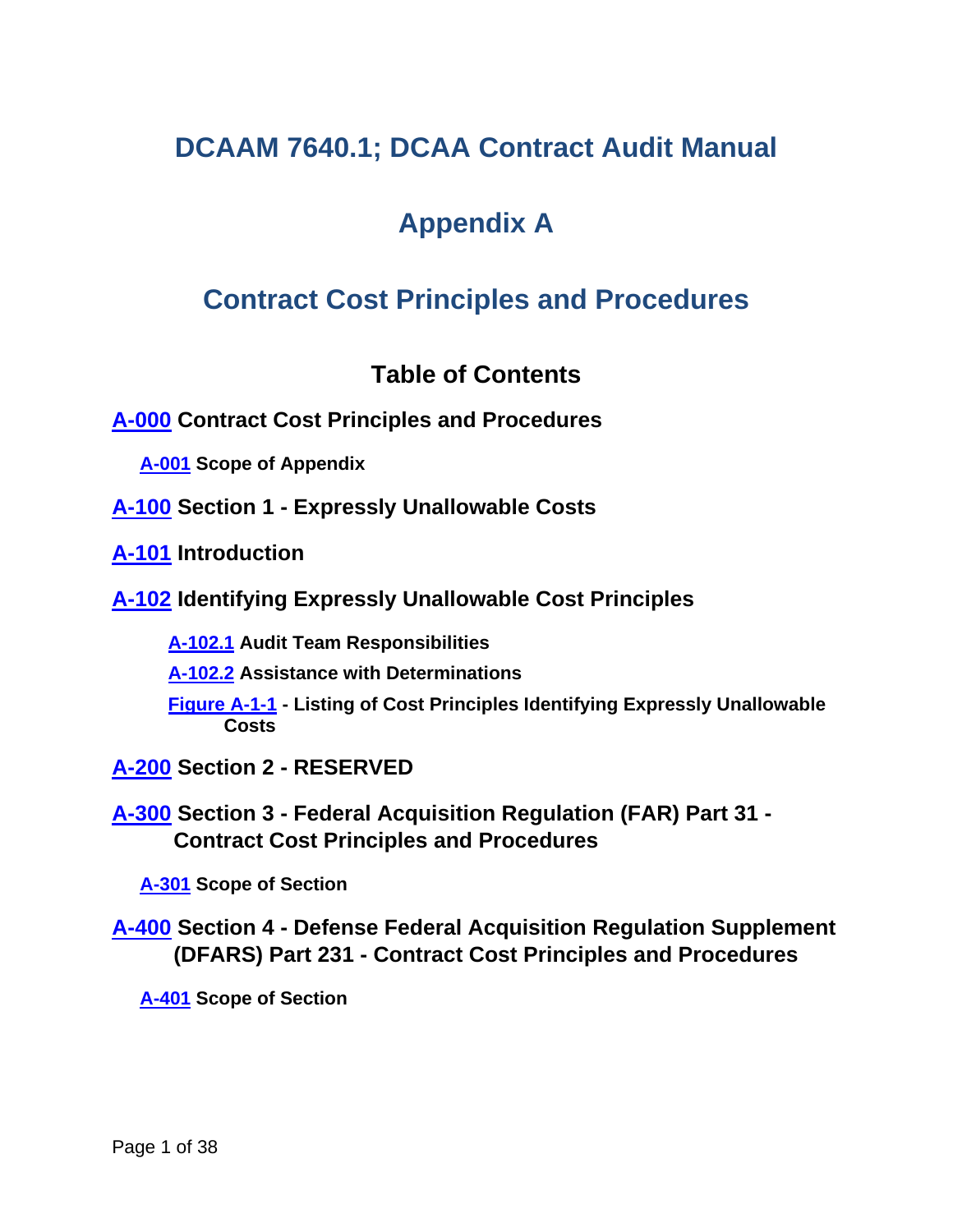# DCAAM 7640.1; DCAA Contract Audit Manual

# Appendix A

# Contract Cost Principles and Procedures

## Table of Contents

**A-000 Contract Cost Principles and Procedures**

- **A-001 Scope of Appendix**

**A-100 Section 1 - Expressly Unallowable Costs**

**A-101 Introduction**

**A-102 Identifying Expressly Unallowable Cost Principles**

- **A-102.1 Audit Team Responsibilities**
- **A-102.2 Assistance with Determinations**
- **Figure A-1-1 - Listing of Cost Principles Identifying Expressly Unallowable Costs**

**A-200 Section 2 - RESERVED**

**A-300 Section 3 - Federal Acquisition Regulation (FAR) Part 31 - Contract Cost Principles and Procedures**

- **A-301 Scope of Section**

**A-400 Section 4 - Defense Federal Acquisition Regulation Supplement (DFARS) Part 231 - Contract Cost Principles and Procedures**

- **A-401 Scope of Section**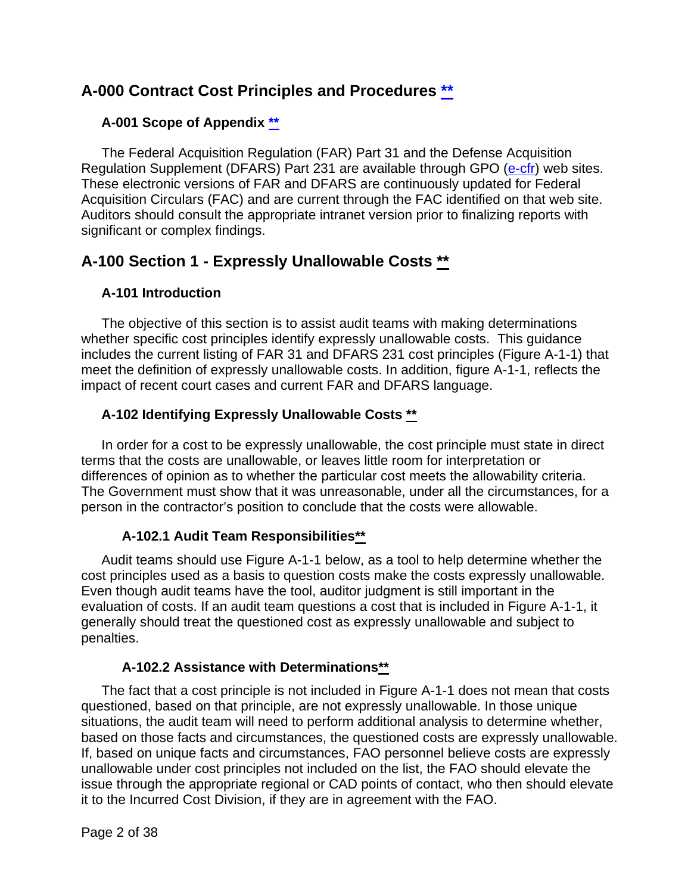# A-000 Contract Cost Principles and Procedures **

## A-001 Scope of Appendix **

The Federal Acquisition Regulation (FAR) Part 31 and the Defense Acquisition Regulation Supplement (DFARS) Part 231 are available through GPO (e-cfr) web sites. These electronic versions of FAR and DFARS are continuously updated for Federal Acquisition Circulars (FAC) and are current through the FAC identified on that web site. Auditors should consult the appropriate intranet version prior to finalizing reports with significant or complex findings.

# A-100 Section 1 - Expressly Unallowable Costs **

## A-101 Introduction

The objective of this section is to assist audit teams with making determinations whether specific cost principles identify expressly unallowable costs. This guidance includes the current listing of FAR 31 and DFARS 231 cost principles (Figure A-1-1) that meet the definition of expressly unallowable costs. In addition, figure A-1-1, reflects the impact of recent court cases and current FAR and DFARS language.

## A-102 Identifying Expressly Unallowable Costs **

In order for a cost to be expressly unallowable, the cost principle must state in direct terms that the costs are unallowable, or leaves little room for interpretation or differences of opinion as to whether the particular cost meets the allowability criteria. The Government must show that it was unreasonable, under all the circumstances, for a person in the contractor's position to conclude that the costs were allowable.

### A-102.1 Audit Team Responsibilities**

Audit teams should use Figure A-1-1 below, as a tool to help determine whether the cost principles used as a basis to question costs make the costs expressly unallowable. Even though audit teams have the tool, auditor judgment is still important in the evaluation of costs. If an audit team questions a cost that is included in Figure A-1-1, it generally should treat the questioned cost as expressly unallowable and subject to penalties.

### A-102.2 Assistance with Determinations**

The fact that a cost principle is not included in Figure A-1-1 does not mean that costs questioned, based on that principle, are not expressly unallowable. In those unique situations, the audit team will need to perform additional analysis to determine whether, based on those facts and circumstances, the questioned costs are expressly unallowable. If, based on unique facts and circumstances, FAO personnel believe costs are expressly unallowable under cost principles not included on the list, the FAO should elevate the issue through the appropriate regional or CAD points of contact, who then should elevate it to the Incurred Cost Division, if they are in agreement with the FAO.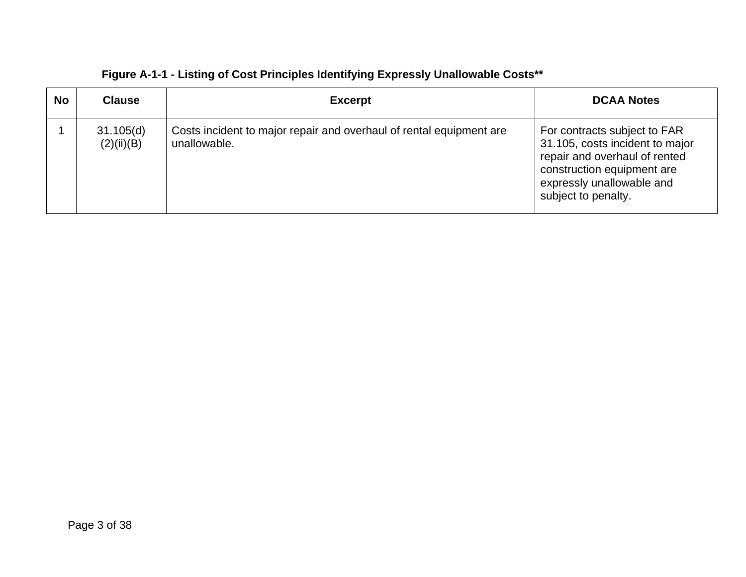**Figure A-1-1 - Listing of Cost Principles Identifying Expressly Unallowable Costs****

| No | Clause | Excerpt | DCAA Notes |
|---|---|---|---|
| 1 | 31.105(d)(2)(ii)(B) | Costs incident to major repair and overhaul of rental equipment are unallowable. | For contracts subject to FAR 31.105, costs incident to major repair and overhaul of rented construction equipment are expressly unallowable and subject to penalty. |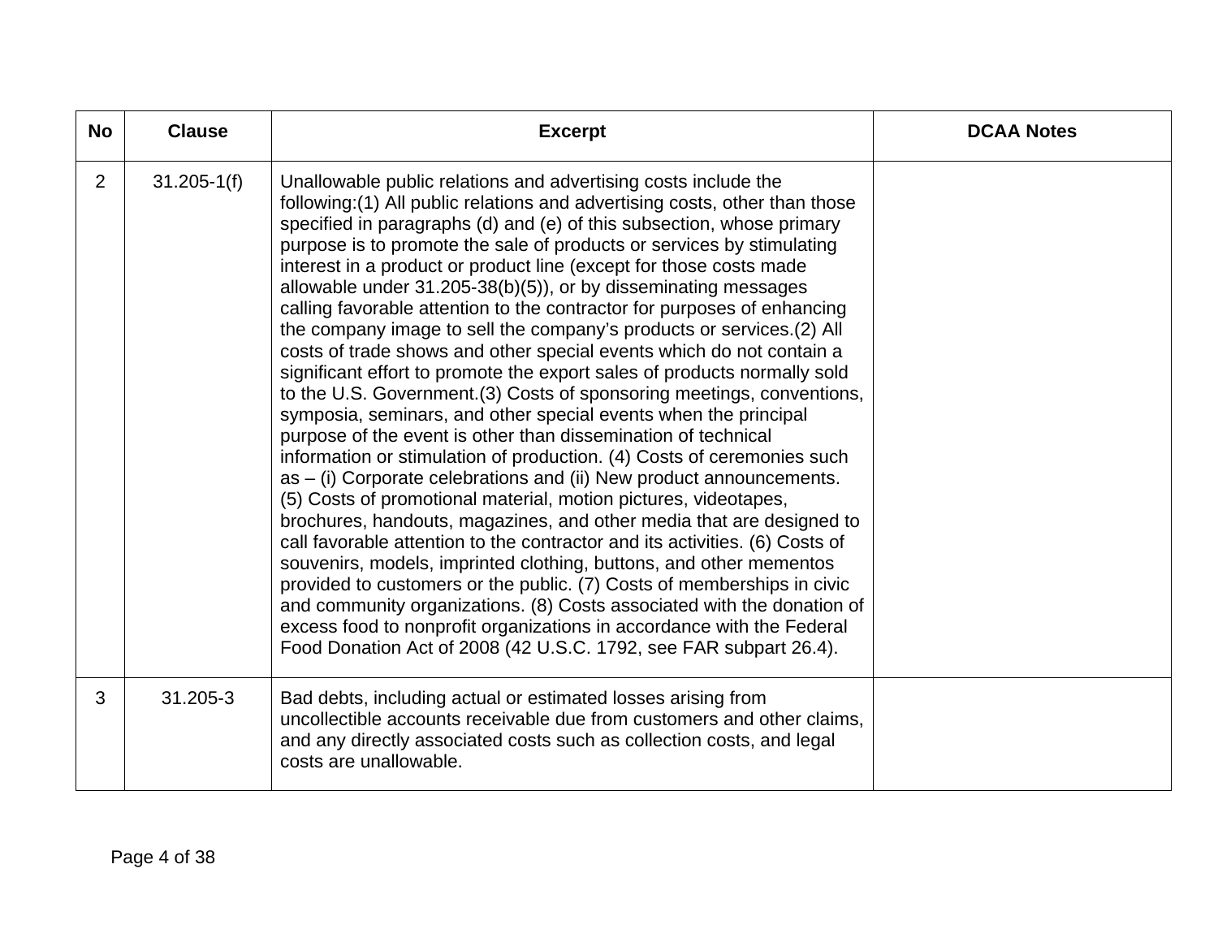| No | Clause | Excerpt | DCAA Notes |
|---|---|---|---|
| 2 | 31.205-1(f) | Unallowable public relations and advertising costs include the following:(1) All public relations and advertising costs, other than those specified in paragraphs (d) and (e) of this subsection, whose primary purpose is to promote the sale of products or services by stimulating interest in a product or product line (except for those costs made allowable under 31.205-38(b)(5)), or by disseminating messages calling favorable attention to the contractor for purposes of enhancing the company image to sell the company's products or services.(2) All costs of trade shows and other special events which do not contain a significant effort to promote the export sales of products normally sold to the U.S. Government.(3) Costs of sponsoring meetings, conventions, symposia, seminars, and other special events when the principal purpose of the event is other than dissemination of technical information or stimulation of production. (4) Costs of ceremonies such as – (i) Corporate celebrations and (ii) New product announcements. (5) Costs of promotional material, motion pictures, videotapes, brochures, handouts, magazines, and other media that are designed to call favorable attention to the contractor and its activities. (6) Costs of souvenirs, models, imprinted clothing, buttons, and other mementos provided to customers or the public. (7) Costs of memberships in civic and community organizations. (8) Costs associated with the donation of excess food to nonprofit organizations in accordance with the Federal Food Donation Act of 2008 (42 U.S.C. 1792, see FAR subpart 26.4). | |
| 3 | 31.205-3 | Bad debts, including actual or estimated losses arising from uncollectible accounts receivable due from customers and other claims, and any directly associated costs such as collection costs, and legal costs are unallowable. | |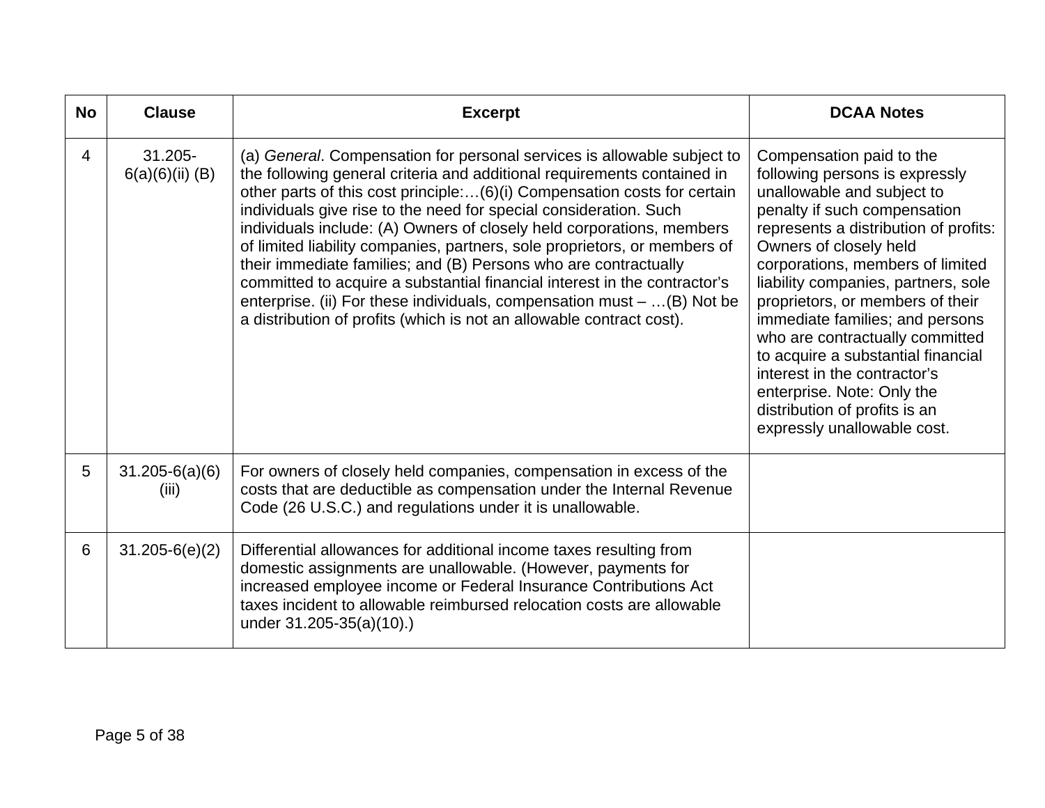| No | Clause | Excerpt | DCAA Notes |
| --- | --- | --- | --- |
| 4 | 31.205-6(a)(6)(ii) (B) | (a) *General*. Compensation for personal services is allowable subject to the following general criteria and additional requirements contained in other parts of this cost principle:…(6)(i) Compensation costs for certain individuals give rise to the need for special consideration. Such individuals include: (A) Owners of closely held corporations, members of limited liability companies, partners, sole proprietors, or members of their immediate families; and (B) Persons who are contractually committed to acquire a substantial financial interest in the contractor's enterprise. (ii) For these individuals, compensation must – …(B) Not be a distribution of profits (which is not an allowable contract cost). | Compensation paid to the following persons is expressly unallowable and subject to penalty if such compensation represents a distribution of profits: Owners of closely held corporations, members of limited liability companies, partners, sole proprietors, or members of their immediate families; and persons who are contractually committed to acquire a substantial financial interest in the contractor's enterprise. Note: Only the distribution of profits is an expressly unallowable cost. |
| 5 | 31.205-6(a)(6)(iii) | For owners of closely held companies, compensation in excess of the costs that are deductible as compensation under the Internal Revenue Code (26 U.S.C.) and regulations under it is unallowable. | |
| 6 | 31.205-6(e)(2) | Differential allowances for additional income taxes resulting from domestic assignments are unallowable. (However, payments for increased employee income or Federal Insurance Contributions Act taxes incident to allowable reimbursed relocation costs are allowable under 31.205-35(a)(10).) | |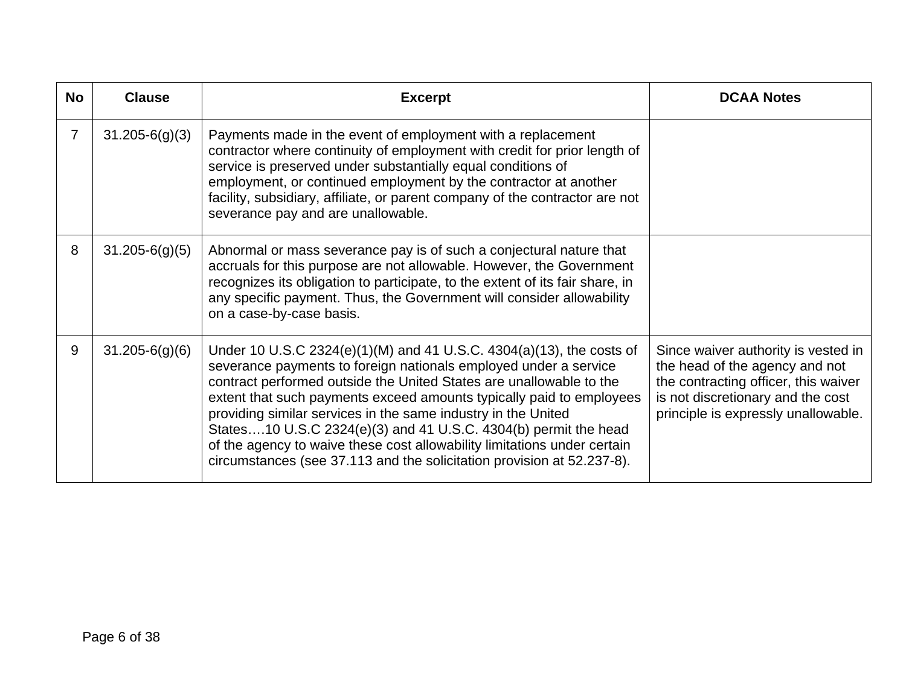| No | Clause | Excerpt | DCAA Notes |
|---|---|---|---|
| 7 | 31.205-6(g)(3) | Payments made in the event of employment with a replacement contractor where continuity of employment with credit for prior length of service is preserved under substantially equal conditions of employment, or continued employment by the contractor at another facility, subsidiary, affiliate, or parent company of the contractor are not severance pay and are unallowable. | |
| 8 | 31.205-6(g)(5) | Abnormal or mass severance pay is of such a conjectural nature that accruals for this purpose are not allowable. However, the Government recognizes its obligation to participate, to the extent of its fair share, in any specific payment. Thus, the Government will consider allowability on a case-by-case basis. | |
| 9 | 31.205-6(g)(6) | Under 10 U.S.C 2324(e)(1)(M) and 41 U.S.C. 4304(a)(13), the costs of severance payments to foreign nationals employed under a service contract performed outside the United States are unallowable to the extent that such payments exceed amounts typically paid to employees providing similar services in the same industry in the United States….10 U.S.C 2324(e)(3) and 41 U.S.C. 4304(b) permit the head of the agency to waive these cost allowability limitations under certain circumstances (see 37.113 and the solicitation provision at 52.237-8). | Since waiver authority is vested in the head of the agency and not the contracting officer, this waiver is not discretionary and the cost principle is expressly unallowable. |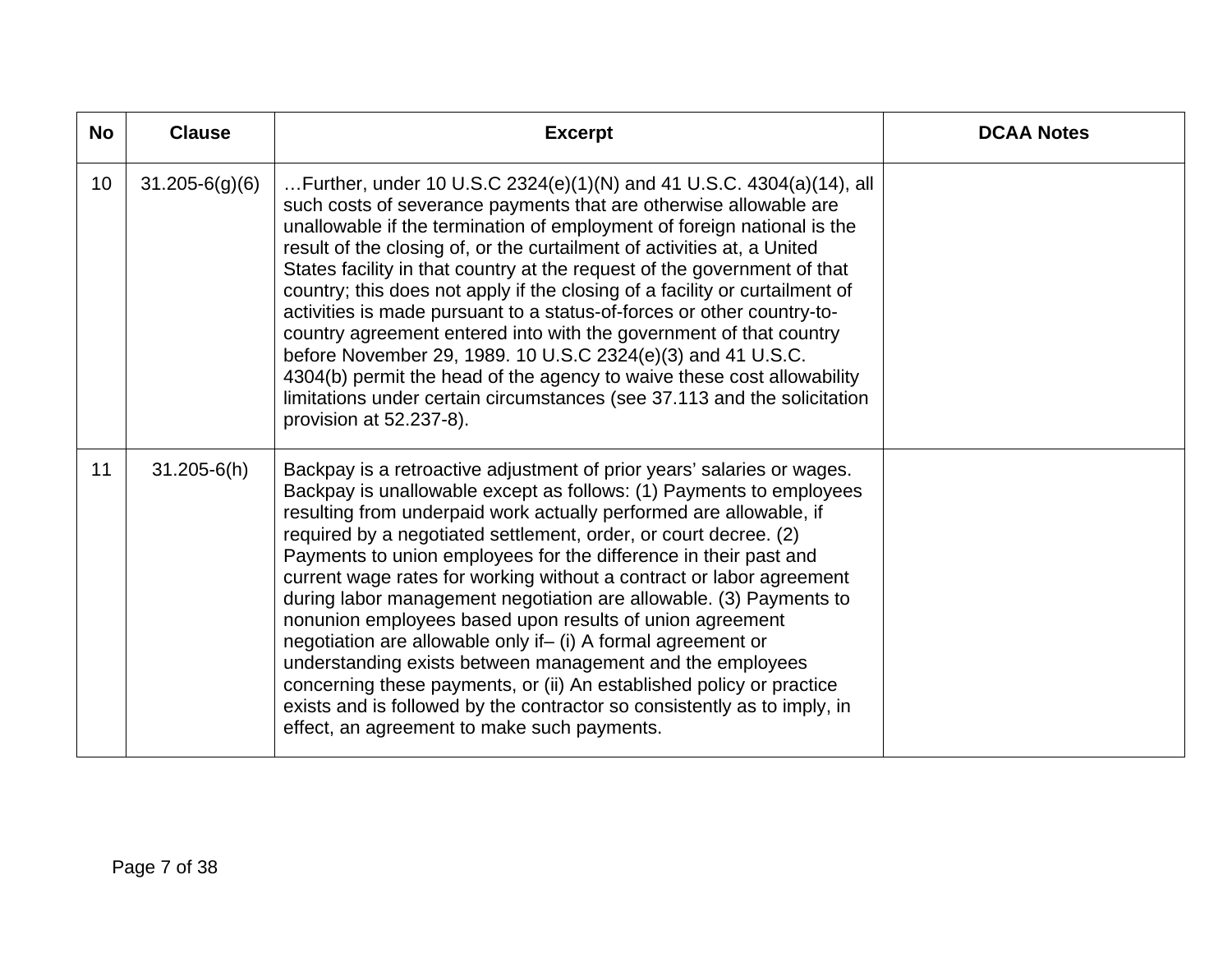| No | Clause | Excerpt | DCAA Notes |
|---|---|---|---|
| 10 | 31.205-6(g)(6) | …Further, under 10 U.S.C 2324(e)(1)(N) and 41 U.S.C. 4304(a)(14), all such costs of severance payments that are otherwise allowable are unallowable if the termination of employment of foreign national is the result of the closing of, or the curtailment of activities at, a United States facility in that country at the request of the government of that country; this does not apply if the closing of a facility or curtailment of activities is made pursuant to a status-of-forces or other country-to-country agreement entered into with the government of that country before November 29, 1989. 10 U.S.C 2324(e)(3) and 41 U.S.C. 4304(b) permit the head of the agency to waive these cost allowability limitations under certain circumstances (see 37.113 and the solicitation provision at 52.237-8). | |
| 11 | 31.205-6(h) | Backpay is a retroactive adjustment of prior years' salaries or wages. Backpay is unallowable except as follows: (1) Payments to employees resulting from underpaid work actually performed are allowable, if required by a negotiated settlement, order, or court decree. (2) Payments to union employees for the difference in their past and current wage rates for working without a contract or labor agreement during labor management negotiation are allowable. (3) Payments to nonunion employees based upon results of union agreement negotiation are allowable only if– (i) A formal agreement or understanding exists between management and the employees concerning these payments, or (ii) An established policy or practice exists and is followed by the contractor so consistently as to imply, in effect, an agreement to make such payments. | |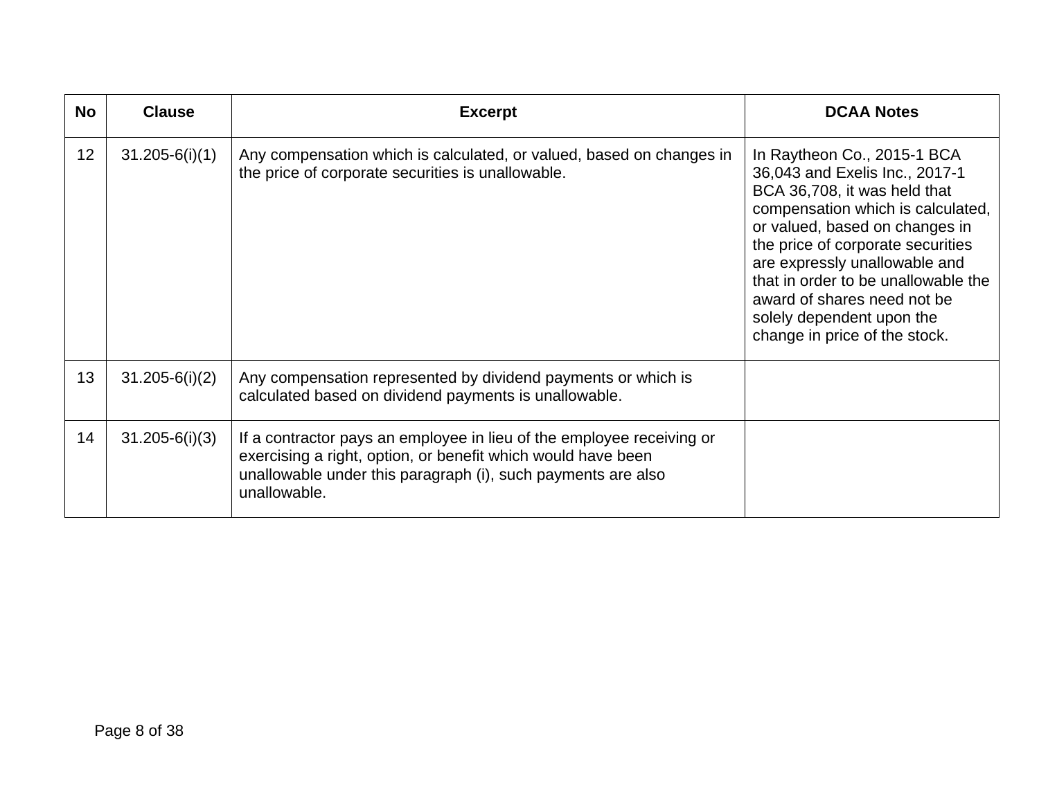| No | Clause | Excerpt | DCAA Notes |
|---|---|---|---|
| 12 | 31.205-6(i)(1) | Any compensation which is calculated, or valued, based on changes in the price of corporate securities is unallowable. | In Raytheon Co., 2015-1 BCA 36,043 and Exelis Inc., 2017-1 BCA 36,708, it was held that compensation which is calculated, or valued, based on changes in the price of corporate securities are expressly unallowable and that in order to be unallowable the award of shares need not be solely dependent upon the change in price of the stock. |
| 13 | 31.205-6(i)(2) | Any compensation represented by dividend payments or which is calculated based on dividend payments is unallowable. | |
| 14 | 31.205-6(i)(3) | If a contractor pays an employee in lieu of the employee receiving or exercising a right, option, or benefit which would have been unallowable under this paragraph (i), such payments are also unallowable. | |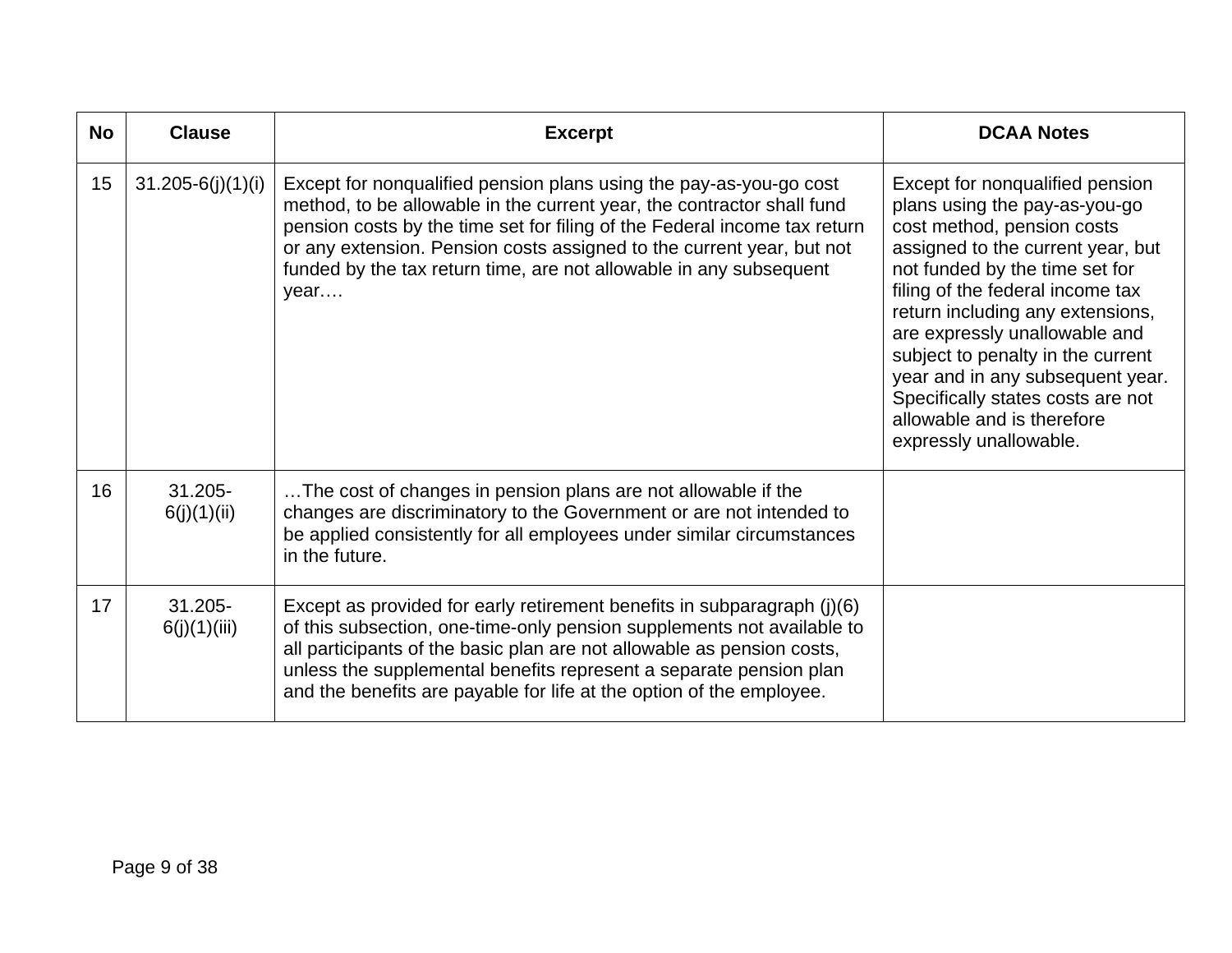| No | Clause | Excerpt | DCAA Notes |
|---|---|---|---|
| 15 | 31.205-6(j)(1)(i) | Except for nonqualified pension plans using the pay-as-you-go cost method, to be allowable in the current year, the contractor shall fund pension costs by the time set for filing of the Federal income tax return or any extension. Pension costs assigned to the current year, but not funded by the tax return time, are not allowable in any subsequent year…. | Except for nonqualified pension plans using the pay-as-you-go cost method, pension costs assigned to the current year, but not funded by the time set for filing of the federal income tax return including any extensions, are expressly unallowable and subject to penalty in the current year and in any subsequent year. Specifically states costs are not allowable and is therefore expressly unallowable. |
| 16 | 31.205-6(j)(1)(ii) | …The cost of changes in pension plans are not allowable if the changes are discriminatory to the Government or are not intended to be applied consistently for all employees under similar circumstances in the future. | |
| 17 | 31.205-6(j)(1)(iii) | Except as provided for early retirement benefits in subparagraph (j)(6) of this subsection, one-time-only pension supplements not available to all participants of the basic plan are not allowable as pension costs, unless the supplemental benefits represent a separate pension plan and the benefits are payable for life at the option of the employee. | |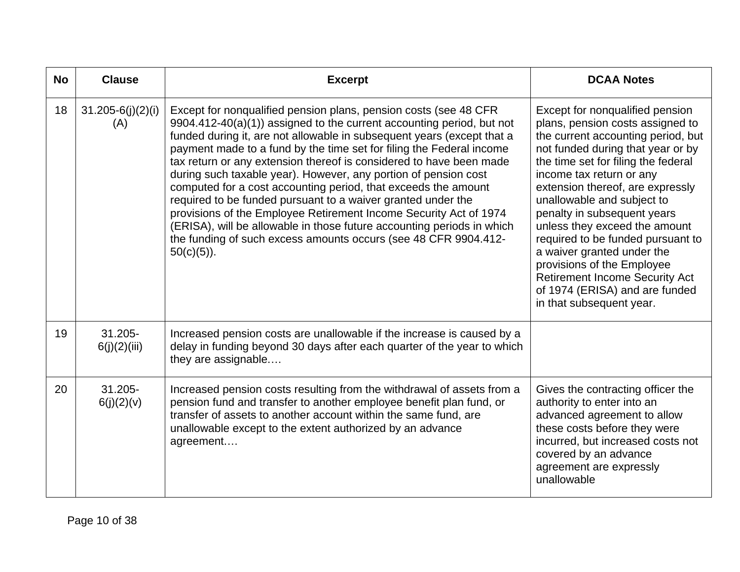| No | Clause | Excerpt | DCAA Notes |
|---|---|---|---|
| 18 | 31.205-6(j)(2)(i)(A) | Except for nonqualified pension plans, pension costs (see 48 CFR 9904.412-40(a)(1)) assigned to the current accounting period, but not funded during it, are not allowable in subsequent years (except that a payment made to a fund by the time set for filing the Federal income tax return or any extension thereof is considered to have been made during such taxable year). However, any portion of pension cost computed for a cost accounting period, that exceeds the amount required to be funded pursuant to a waiver granted under the provisions of the Employee Retirement Income Security Act of 1974 (ERISA), will be allowable in those future accounting periods in which the funding of such excess amounts occurs (see 48 CFR 9904.412-50(c)(5)). | Except for nonqualified pension plans, pension costs assigned to the current accounting period, but not funded during that year or by the time set for filing the federal income tax return or any extension thereof, are expressly unallowable and subject to penalty in subsequent years unless they exceed the amount required to be funded pursuant to a waiver granted under the provisions of the Employee Retirement Income Security Act of 1974 (ERISA) and are funded in that subsequent year. |
| 19 | 31.205-6(j)(2)(iii) | Increased pension costs are unallowable if the increase is caused by a delay in funding beyond 30 days after each quarter of the year to which they are assignable.… | |
| 20 | 31.205-6(j)(2)(v) | Increased pension costs resulting from the withdrawal of assets from a pension fund and transfer to another employee benefit plan fund, or transfer of assets to another account within the same fund, are unallowable except to the extent authorized by an advance agreement.… | Gives the contracting officer the authority to enter into an advanced agreement to allow these costs before they were incurred, but increased costs not covered by an advance agreement are expressly unallowable |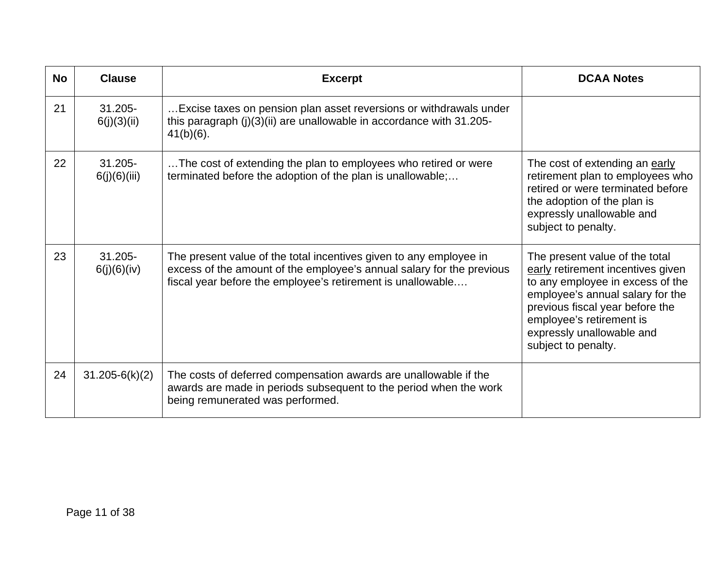| No | Clause | Excerpt | DCAA Notes |
|---|---|---|---|
| 21 | 31.205-6(j)(3)(ii) | …Excise taxes on pension plan asset reversions or withdrawals under this paragraph (j)(3)(ii) are unallowable in accordance with 31.205-41(b)(6). | |
| 22 | 31.205-6(j)(6)(iii) | …The cost of extending the plan to employees who retired or were terminated before the adoption of the plan is unallowable;… | The cost of extending an <u>early</u> retirement plan to employees who retired or were terminated before the adoption of the plan is expressly unallowable and subject to penalty. |
| 23 | 31.205-6(j)(6)(iv) | The present value of the total incentives given to any employee in excess of the amount of the employee's annual salary for the previous fiscal year before the employee's retirement is unallowable.… | The present value of the total <u>early</u> retirement incentives given to any employee in excess of the employee's annual salary for the previous fiscal year before the employee's retirement is expressly unallowable and subject to penalty. |
| 24 | 31.205-6(k)(2) | The costs of deferred compensation awards are unallowable if the awards are made in periods subsequent to the period when the work being remunerated was performed. | |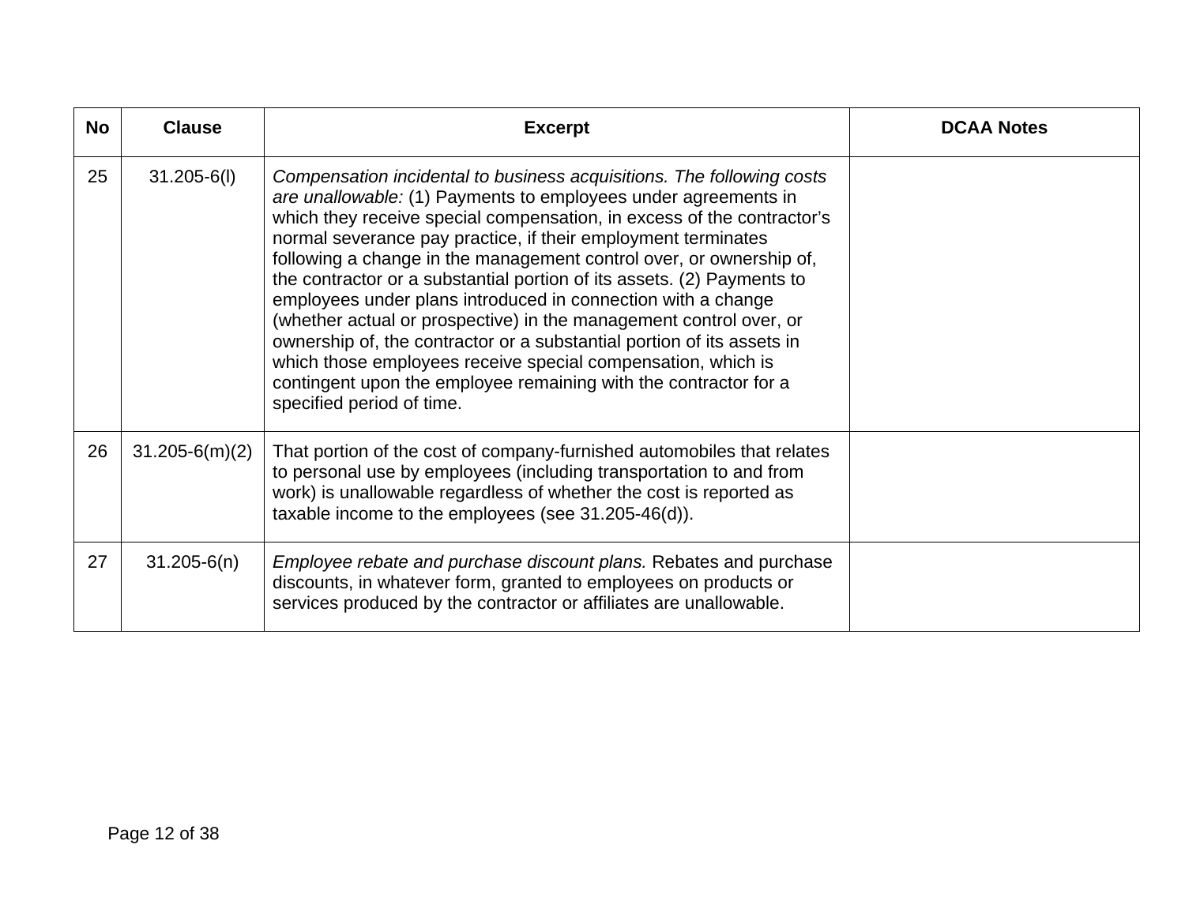| No | Clause | Excerpt | DCAA Notes |
|---|---|---|---|
| 25 | 31.205-6(l) | *Compensation incidental to business acquisitions. The following costs are unallowable:* (1) Payments to employees under agreements in which they receive special compensation, in excess of the contractor's normal severance pay practice, if their employment terminates following a change in the management control over, or ownership of, the contractor or a substantial portion of its assets. (2) Payments to employees under plans introduced in connection with a change (whether actual or prospective) in the management control over, or ownership of, the contractor or a substantial portion of its assets in which those employees receive special compensation, which is contingent upon the employee remaining with the contractor for a specified period of time. | |
| 26 | 31.205-6(m)(2) | That portion of the cost of company-furnished automobiles that relates to personal use by employees (including transportation to and from work) is unallowable regardless of whether the cost is reported as taxable income to the employees (see 31.205-46(d)). | |
| 27 | 31.205-6(n) | *Employee rebate and purchase discount plans.* Rebates and purchase discounts, in whatever form, granted to employees on products or services produced by the contractor or affiliates are unallowable. | |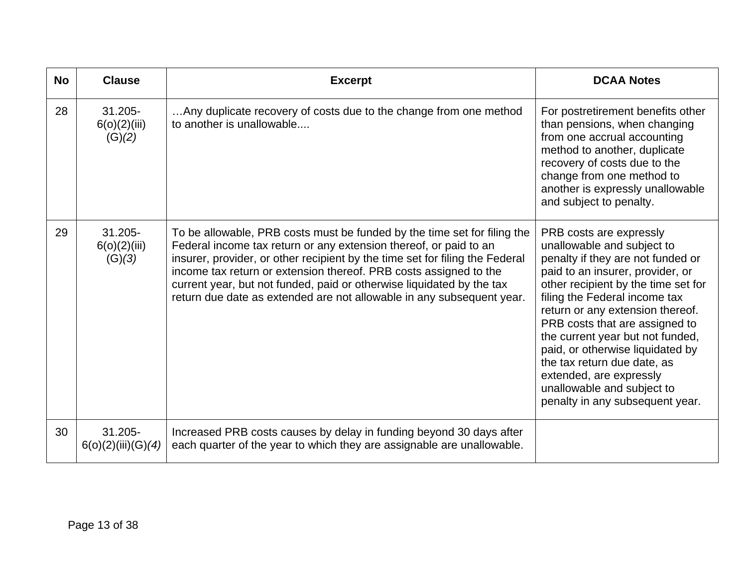| No | Clause | Excerpt | DCAA Notes |
|---|---|---|---|
| 28 | 31.205-6(o)(2)(iii)(G)*(2)* | …Any duplicate recovery of costs due to the change from one method to another is unallowable.... | For postretirement benefits other than pensions, when changing from one accrual accounting method to another, duplicate recovery of costs due to the change from one method to another is expressly unallowable and subject to penalty. |
| 29 | 31.205-6(o)(2)(iii)(G)*(3)* | To be allowable, PRB costs must be funded by the time set for filing the Federal income tax return or any extension thereof, or paid to an insurer, provider, or other recipient by the time set for filing the Federal income tax return or extension thereof. PRB costs assigned to the current year, but not funded, paid or otherwise liquidated by the tax return due date as extended are not allowable in any subsequent year. | PRB costs are expressly unallowable and subject to penalty if they are not funded or paid to an insurer, provider, or other recipient by the time set for filing the Federal income tax return or any extension thereof. PRB costs that are assigned to the current year but not funded, paid, or otherwise liquidated by the tax return due date, as extended, are expressly unallowable and subject to penalty in any subsequent year. |
| 30 | 31.205-6(o)(2)(iii)(G)*(4)* | Increased PRB costs causes by delay in funding beyond 30 days after each quarter of the year to which they are assignable are unallowable. | |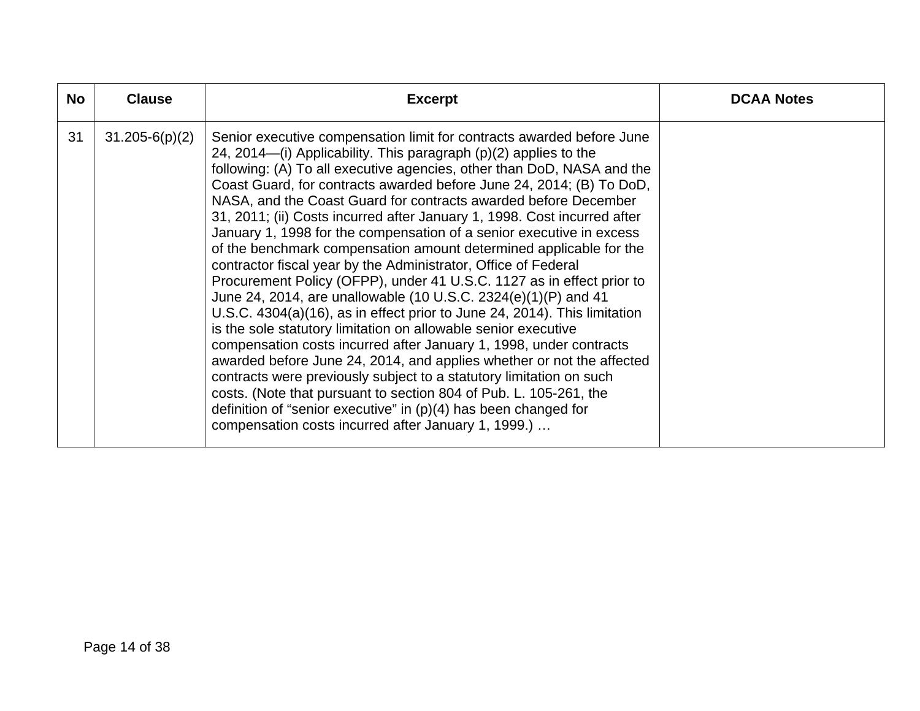| No | Clause | Excerpt | DCAA Notes |
|---|---|---|---|
| 31 | 31.205-6(p)(2) | Senior executive compensation limit for contracts awarded before June 24, 2014—(i) Applicability. This paragraph (p)(2) applies to the following: (A) To all executive agencies, other than DoD, NASA and the Coast Guard, for contracts awarded before June 24, 2014; (B) To DoD, NASA, and the Coast Guard for contracts awarded before December 31, 2011; (ii) Costs incurred after January 1, 1998. Cost incurred after January 1, 1998 for the compensation of a senior executive in excess of the benchmark compensation amount determined applicable for the contractor fiscal year by the Administrator, Office of Federal Procurement Policy (OFPP), under 41 U.S.C. 1127 as in effect prior to June 24, 2014, are unallowable (10 U.S.C. 2324(e)(1)(P) and 41 U.S.C. 4304(a)(16), as in effect prior to June 24, 2014). This limitation is the sole statutory limitation on allowable senior executive compensation costs incurred after January 1, 1998, under contracts awarded before June 24, 2014, and applies whether or not the affected contracts were previously subject to a statutory limitation on such costs. (Note that pursuant to section 804 of Pub. L. 105-261, the definition of "senior executive" in (p)(4) has been changed for compensation costs incurred after January 1, 1999.) … | |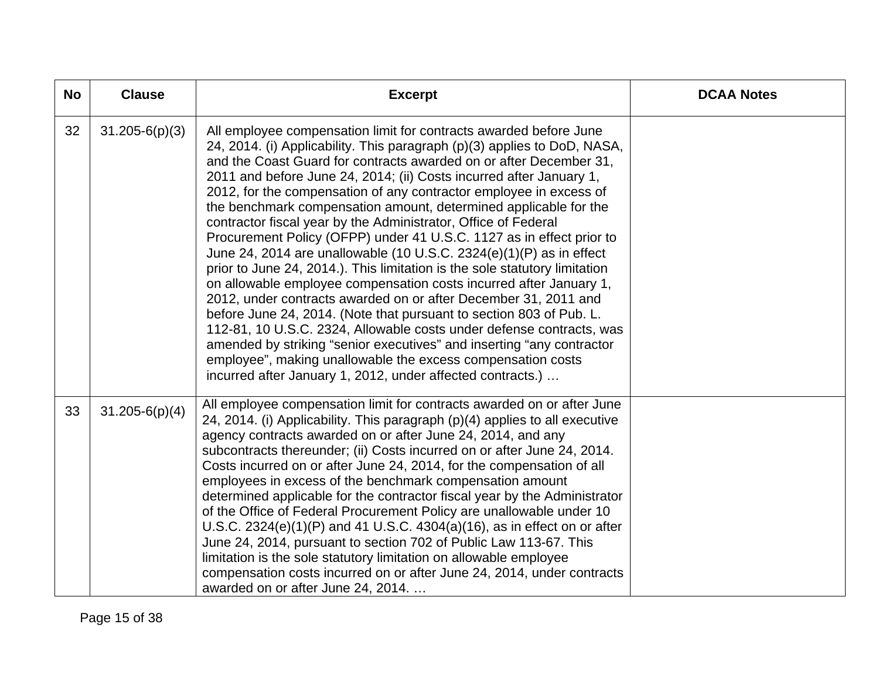| No | Clause | Excerpt | DCAA Notes |
|---|---|---|---|
| 32 | 31.205-6(p)(3) | All employee compensation limit for contracts awarded before June 24, 2014. (i) Applicability. This paragraph (p)(3) applies to DoD, NASA, and the Coast Guard for contracts awarded on or after December 31, 2011 and before June 24, 2014; (ii) Costs incurred after January 1, 2012, for the compensation of any contractor employee in excess of the benchmark compensation amount, determined applicable for the contractor fiscal year by the Administrator, Office of Federal Procurement Policy (OFPP) under 41 U.S.C. 1127 as in effect prior to June 24, 2014 are unallowable (10 U.S.C. 2324(e)(1)(P) as in effect prior to June 24, 2014.). This limitation is the sole statutory limitation on allowable employee compensation costs incurred after January 1, 2012, under contracts awarded on or after December 31, 2011 and before June 24, 2014. (Note that pursuant to section 803 of Pub. L. 112-81, 10 U.S.C. 2324, Allowable costs under defense contracts, was amended by striking "senior executives" and inserting "any contractor employee", making unallowable the excess compensation costs incurred after January 1, 2012, under affected contracts.) … | |
| 33 | 31.205-6(p)(4) | All employee compensation limit for contracts awarded on or after June 24, 2014. (i) Applicability. This paragraph (p)(4) applies to all executive agency contracts awarded on or after June 24, 2014, and any subcontracts thereunder; (ii) Costs incurred on or after June 24, 2014. Costs incurred on or after June 24, 2014, for the compensation of all employees in excess of the benchmark compensation amount determined applicable for the contractor fiscal year by the Administrator of the Office of Federal Procurement Policy are unallowable under 10 U.S.C. 2324(e)(1)(P) and 41 U.S.C. 4304(a)(16), as in effect on or after June 24, 2014, pursuant to section 702 of Public Law 113-67. This limitation is the sole statutory limitation on allowable employee compensation costs incurred on or after June 24, 2014, under contracts awarded on or after June 24, 2014. … | |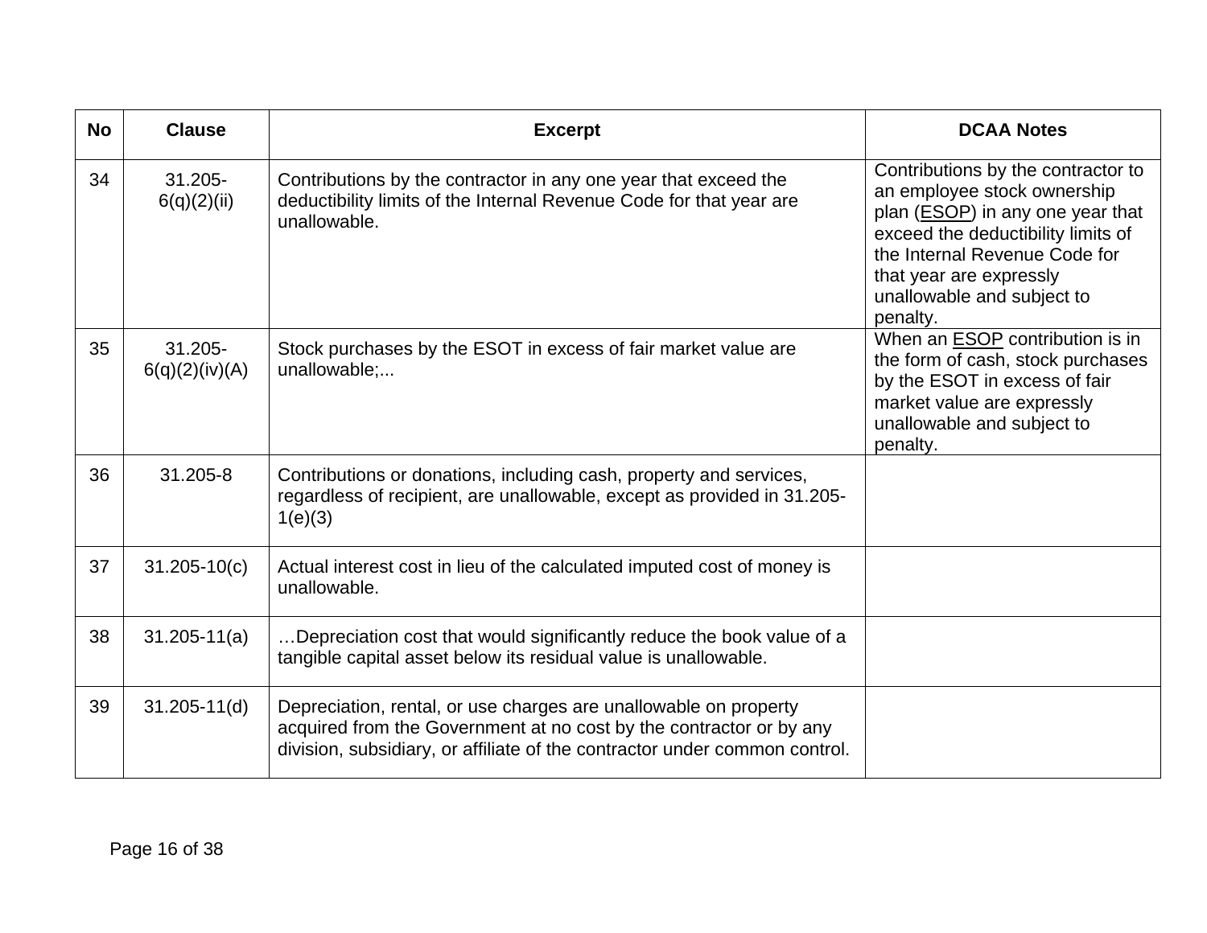| No | Clause | Excerpt | DCAA Notes |
|---|---|---|---|
| 34 | 31.205-6(q)(2)(ii) | Contributions by the contractor in any one year that exceed the deductibility limits of the Internal Revenue Code for that year are unallowable. | Contributions by the contractor to an employee stock ownership plan (ESOP) in any one year that exceed the deductibility limits of the Internal Revenue Code for that year are expressly unallowable and subject to penalty. |
| 35 | 31.205-6(q)(2)(iv)(A) | Stock purchases by the ESOT in excess of fair market value are unallowable;... | When an ESOP contribution is in the form of cash, stock purchases by the ESOT in excess of fair market value are expressly unallowable and subject to penalty. |
| 36 | 31.205-8 | Contributions or donations, including cash, property and services, regardless of recipient, are unallowable, except as provided in 31.205-1(e)(3) | |
| 37 | 31.205-10(c) | Actual interest cost in lieu of the calculated imputed cost of money is unallowable. | |
| 38 | 31.205-11(a) | …Depreciation cost that would significantly reduce the book value of a tangible capital asset below its residual value is unallowable. | |
| 39 | 31.205-11(d) | Depreciation, rental, or use charges are unallowable on property acquired from the Government at no cost by the contractor or by any division, subsidiary, or affiliate of the contractor under common control. | |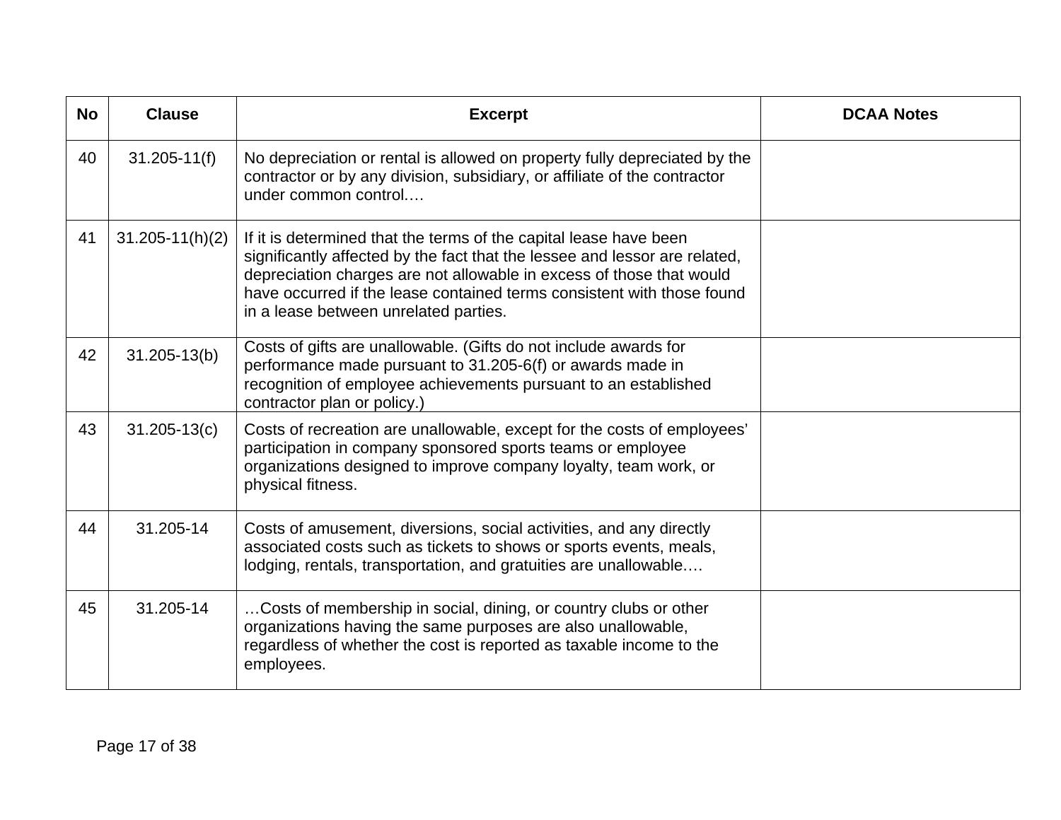| No | Clause | Excerpt | DCAA Notes |
|---|---|---|---|
| 40 | 31.205-11(f) | No depreciation or rental is allowed on property fully depreciated by the contractor or by any division, subsidiary, or affiliate of the contractor under common control.… | |
| 41 | 31.205-11(h)(2) | If it is determined that the terms of the capital lease have been significantly affected by the fact that the lessee and lessor are related, depreciation charges are not allowable in excess of those that would have occurred if the lease contained terms consistent with those found in a lease between unrelated parties. | |
| 42 | 31.205-13(b) | Costs of gifts are unallowable. (Gifts do not include awards for performance made pursuant to 31.205-6(f) or awards made in recognition of employee achievements pursuant to an established contractor plan or policy.) | |
| 43 | 31.205-13(c) | Costs of recreation are unallowable, except for the costs of employees' participation in company sponsored sports teams or employee organizations designed to improve company loyalty, team work, or physical fitness. | |
| 44 | 31.205-14 | Costs of amusement, diversions, social activities, and any directly associated costs such as tickets to shows or sports events, meals, lodging, rentals, transportation, and gratuities are unallowable.… | |
| 45 | 31.205-14 | …Costs of membership in social, dining, or country clubs or other organizations having the same purposes are also unallowable, regardless of whether the cost is reported as taxable income to the employees. | |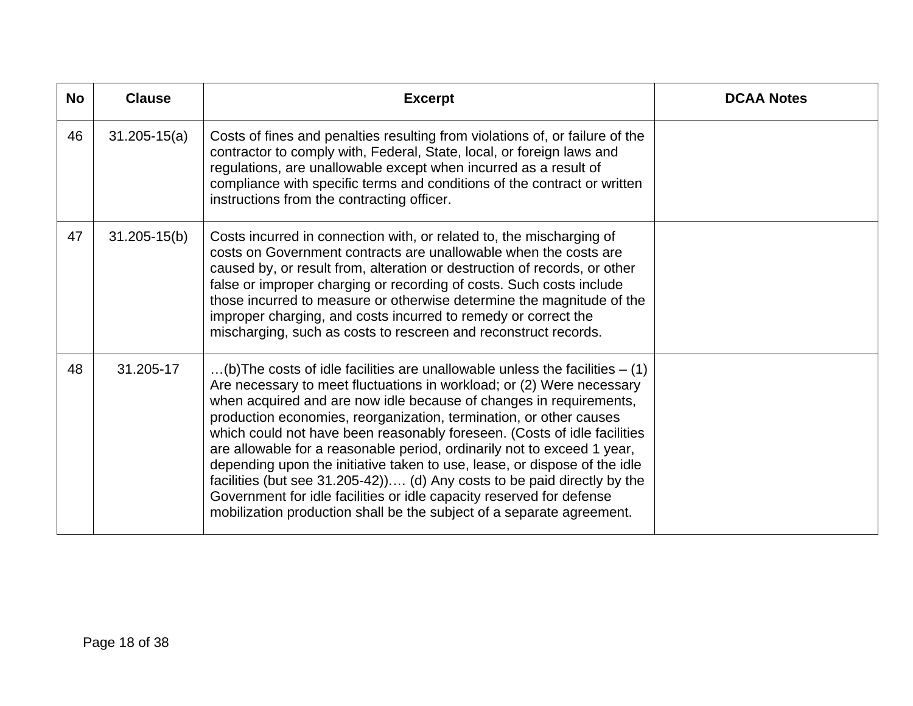| No | Clause | Excerpt | DCAA Notes |
|---|---|---|---|
| 46 | 31.205-15(a) | Costs of fines and penalties resulting from violations of, or failure of the contractor to comply with, Federal, State, local, or foreign laws and regulations, are unallowable except when incurred as a result of compliance with specific terms and conditions of the contract or written instructions from the contracting officer. | |
| 47 | 31.205-15(b) | Costs incurred in connection with, or related to, the mischarging of costs on Government contracts are unallowable when the costs are caused by, or result from, alteration or destruction of records, or other false or improper charging or recording of costs. Such costs include those incurred to measure or otherwise determine the magnitude of the improper charging, and costs incurred to remedy or correct the mischarging, such as costs to rescreen and reconstruct records. | |
| 48 | 31.205-17 | …(b)The costs of idle facilities are unallowable unless the facilities – (1) Are necessary to meet fluctuations in workload; or (2) Were necessary when acquired and are now idle because of changes in requirements, production economies, reorganization, termination, or other causes which could not have been reasonably foreseen. (Costs of idle facilities are allowable for a reasonable period, ordinarily not to exceed 1 year, depending upon the initiative taken to use, lease, or dispose of the idle facilities (but see 31.205-42)).… (d) Any costs to be paid directly by the Government for idle facilities or idle capacity reserved for defense mobilization production shall be the subject of a separate agreement. | |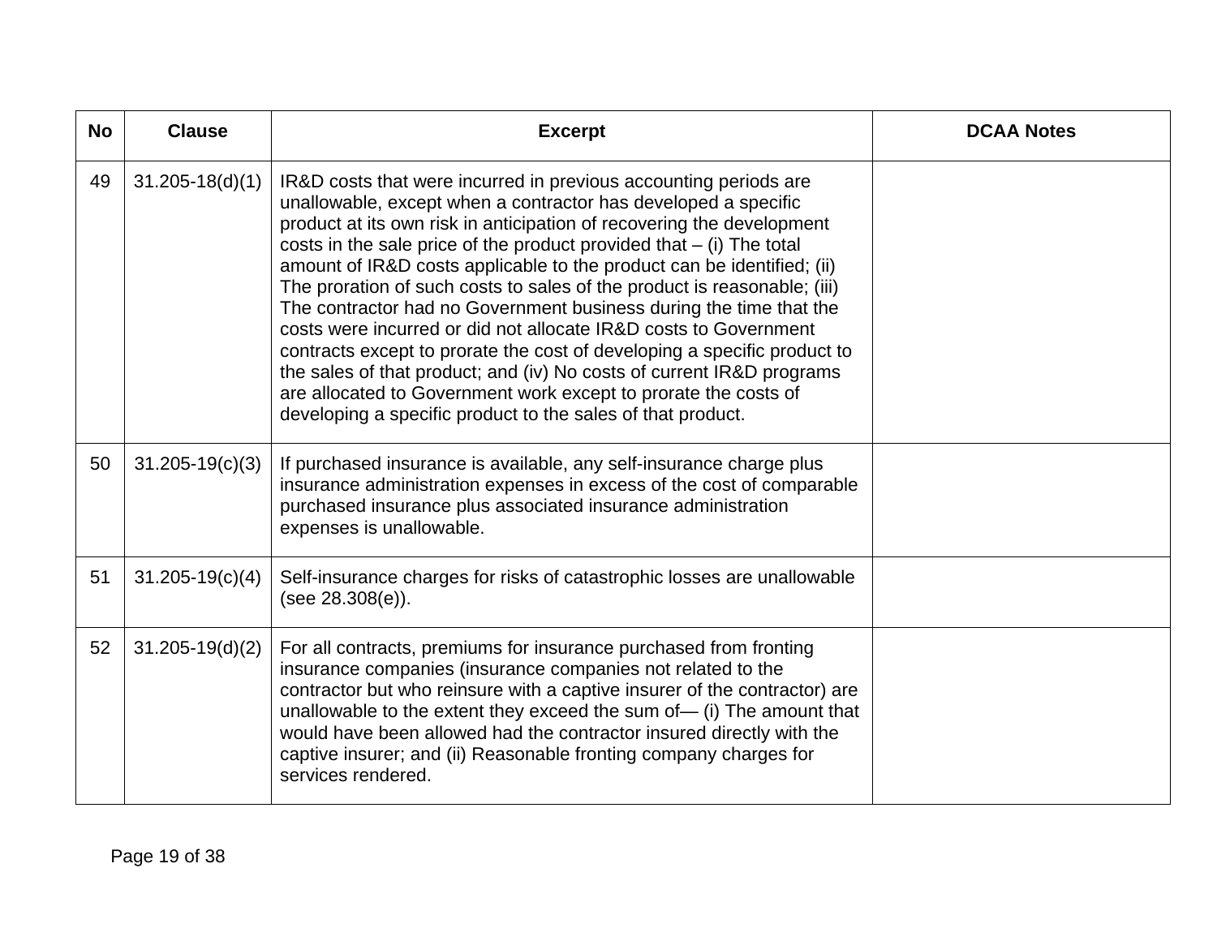| No | Clause | Excerpt | DCAA Notes |
|---|---|---|---|
| 49 | 31.205-18(d)(1) | IR&D costs that were incurred in previous accounting periods are unallowable, except when a contractor has developed a specific product at its own risk in anticipation of recovering the development costs in the sale price of the product provided that – (i) The total amount of IR&D costs applicable to the product can be identified; (ii) The proration of such costs to sales of the product is reasonable; (iii) The contractor had no Government business during the time that the costs were incurred or did not allocate IR&D costs to Government contracts except to prorate the cost of developing a specific product to the sales of that product; and (iv) No costs of current IR&D programs are allocated to Government work except to prorate the costs of developing a specific product to the sales of that product. | |
| 50 | 31.205-19(c)(3) | If purchased insurance is available, any self-insurance charge plus insurance administration expenses in excess of the cost of comparable purchased insurance plus associated insurance administration expenses is unallowable. | |
| 51 | 31.205-19(c)(4) | Self-insurance charges for risks of catastrophic losses are unallowable (see 28.308(e)). | |
| 52 | 31.205-19(d)(2) | For all contracts, premiums for insurance purchased from fronting insurance companies (insurance companies not related to the contractor but who reinsure with a captive insurer of the contractor) are unallowable to the extent they exceed the sum of— (i) The amount that would have been allowed had the contractor insured directly with the captive insurer; and (ii) Reasonable fronting company charges for services rendered. | |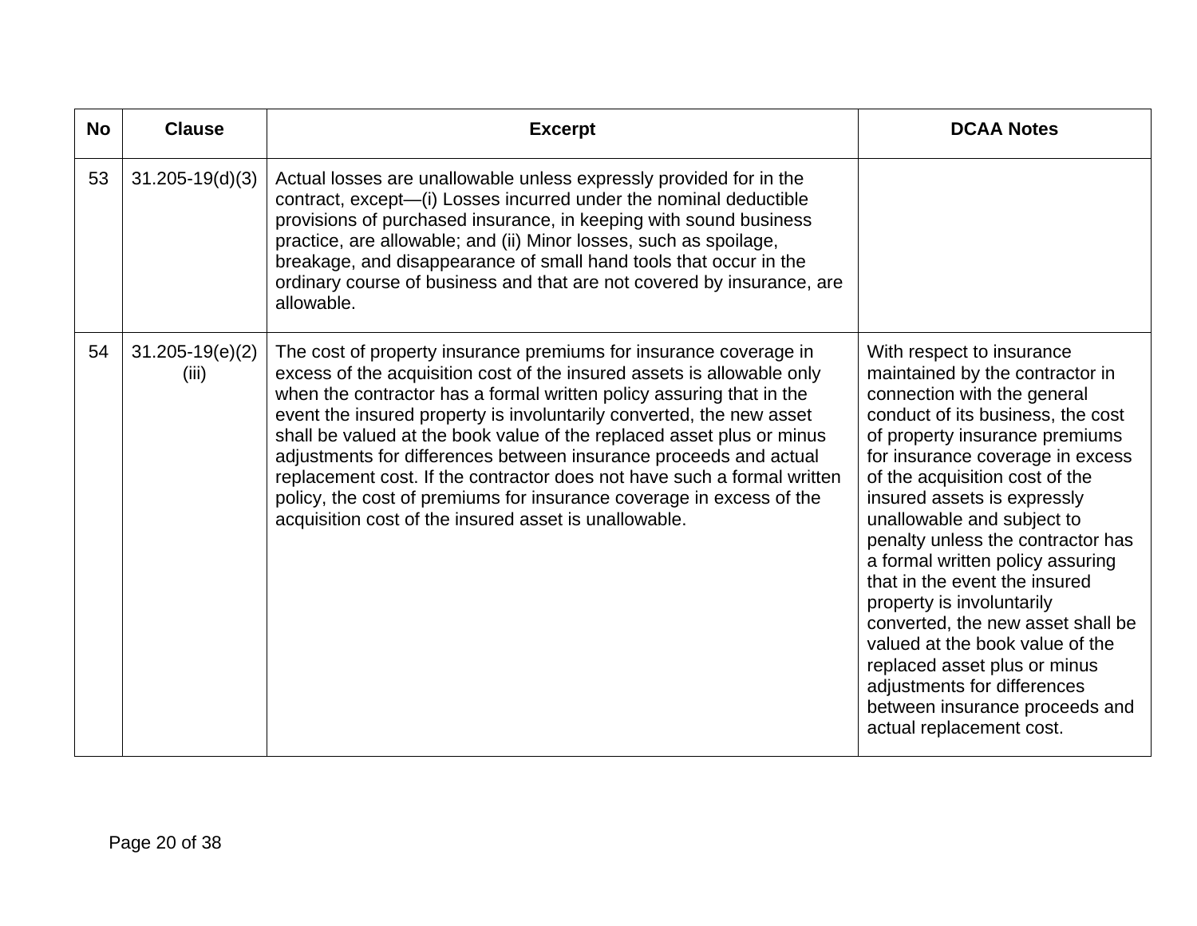| No | Clause | Excerpt | DCAA Notes |
|---|---|---|---|
| 53 | 31.205-19(d)(3) | Actual losses are unallowable unless expressly provided for in the contract, except—(i) Losses incurred under the nominal deductible provisions of purchased insurance, in keeping with sound business practice, are allowable; and (ii) Minor losses, such as spoilage, breakage, and disappearance of small hand tools that occur in the ordinary course of business and that are not covered by insurance, are allowable. | |
| 54 | 31.205-19(e)(2)(iii) | The cost of property insurance premiums for insurance coverage in excess of the acquisition cost of the insured assets is allowable only when the contractor has a formal written policy assuring that in the event the insured property is involuntarily converted, the new asset shall be valued at the book value of the replaced asset plus or minus adjustments for differences between insurance proceeds and actual replacement cost. If the contractor does not have such a formal written policy, the cost of premiums for insurance coverage in excess of the acquisition cost of the insured asset is unallowable. | With respect to insurance maintained by the contractor in connection with the general conduct of its business, the cost of property insurance premiums for insurance coverage in excess of the acquisition cost of the insured assets is expressly unallowable and subject to penalty unless the contractor has a formal written policy assuring that in the event the insured property is involuntarily converted, the new asset shall be valued at the book value of the replaced asset plus or minus adjustments for differences between insurance proceeds and actual replacement cost. |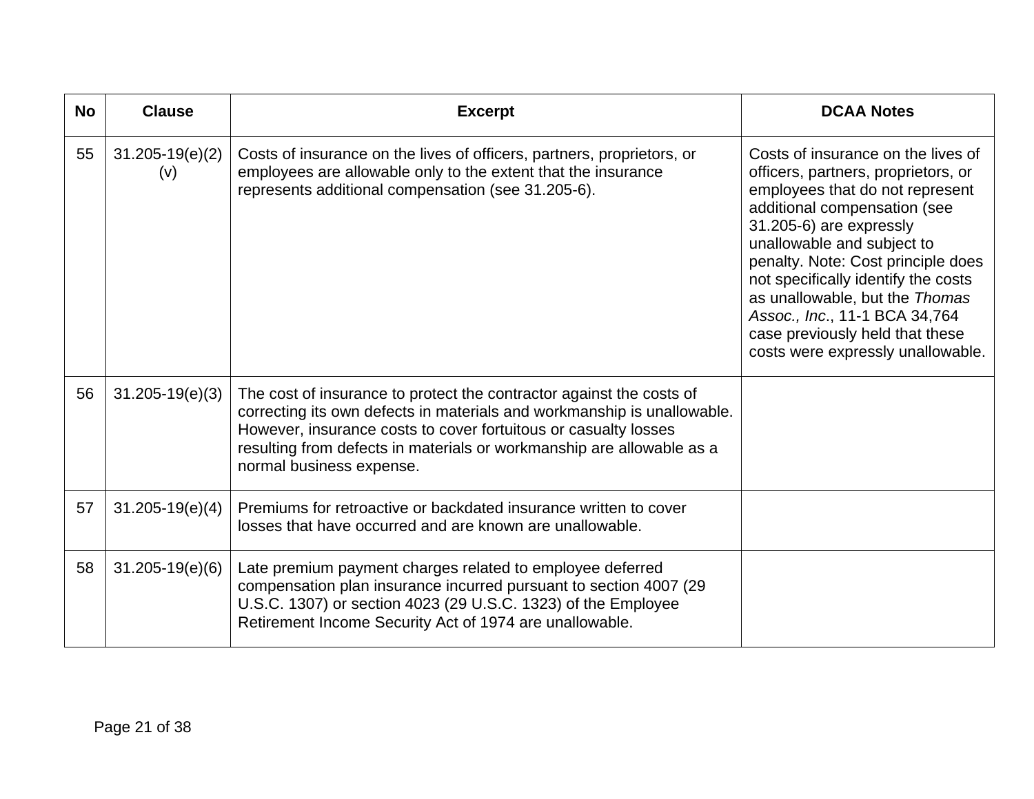| No | Clause | Excerpt | DCAA Notes |
|---|---|---|---|
| 55 | 31.205-19(e)(2)(v) | Costs of insurance on the lives of officers, partners, proprietors, or employees are allowable only to the extent that the insurance represents additional compensation (see 31.205-6). | Costs of insurance on the lives of officers, partners, proprietors, or employees that do not represent additional compensation (see 31.205-6) are expressly unallowable and subject to penalty. Note: Cost principle does not specifically identify the costs as unallowable, but the *Thomas Assoc., Inc*., 11-1 BCA 34,764 case previously held that these costs were expressly unallowable. |
| 56 | 31.205-19(e)(3) | The cost of insurance to protect the contractor against the costs of correcting its own defects in materials and workmanship is unallowable. However, insurance costs to cover fortuitous or casualty losses resulting from defects in materials or workmanship are allowable as a normal business expense. | |
| 57 | 31.205-19(e)(4) | Premiums for retroactive or backdated insurance written to cover losses that have occurred and are known are unallowable. | |
| 58 | 31.205-19(e)(6) | Late premium payment charges related to employee deferred compensation plan insurance incurred pursuant to section 4007 (29 U.S.C. 1307) or section 4023 (29 U.S.C. 1323) of the Employee Retirement Income Security Act of 1974 are unallowable. | |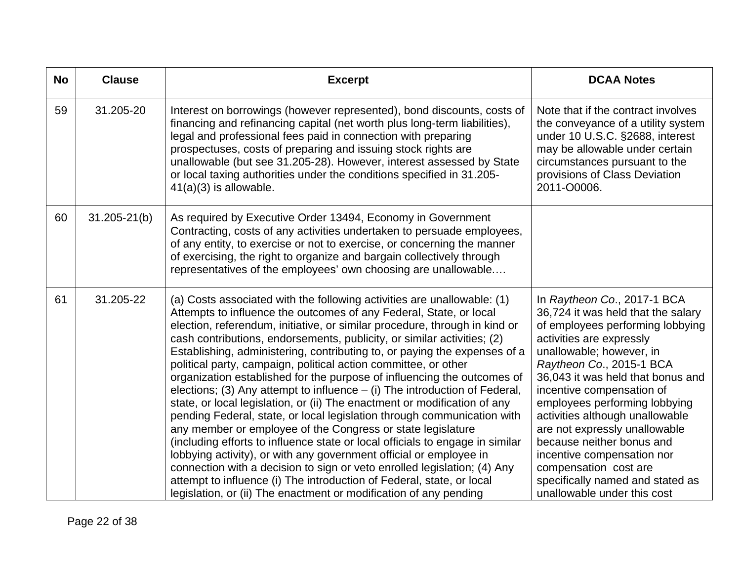| No | Clause | Excerpt | DCAA Notes |
|---|---|---|---|
| 59 | 31.205-20 | Interest on borrowings (however represented), bond discounts, costs of financing and refinancing capital (net worth plus long-term liabilities), legal and professional fees paid in connection with preparing prospectuses, costs of preparing and issuing stock rights are unallowable (but see 31.205-28). However, interest assessed by State or local taxing authorities under the conditions specified in 31.205-41(a)(3) is allowable. | Note that if the contract involves the conveyance of a utility system under 10 U.S.C. §2688, interest may be allowable under certain circumstances pursuant to the provisions of Class Deviation 2011-O0006. |
| 60 | 31.205-21(b) | As required by Executive Order 13494, Economy in Government Contracting, costs of any activities undertaken to persuade employees, of any entity, to exercise or not to exercise, or concerning the manner of exercising, the right to organize and bargain collectively through representatives of the employees' own choosing are unallowable.… | |
| 61 | 31.205-22 | (a) Costs associated with the following activities are unallowable: (1) Attempts to influence the outcomes of any Federal, State, or local election, referendum, initiative, or similar procedure, through in kind or cash contributions, endorsements, publicity, or similar activities; (2) Establishing, administering, contributing to, or paying the expenses of a political party, campaign, political action committee, or other organization established for the purpose of influencing the outcomes of elections; (3) Any attempt to influence – (i) The introduction of Federal, state, or local legislation, or (ii) The enactment or modification of any pending Federal, state, or local legislation through communication with any member or employee of the Congress or state legislature (including efforts to influence state or local officials to engage in similar lobbying activity), or with any government official or employee in connection with a decision to sign or veto enrolled legislation; (4) Any attempt to influence (i) The introduction of Federal, state, or local legislation, or (ii) The enactment or modification of any pending | In *Raytheon Co*., 2017-1 BCA 36,724 it was held that the salary of employees performing lobbying activities are expressly unallowable; however, in *Raytheon Co*., 2015-1 BCA 36,043 it was held that bonus and incentive compensation of employees performing lobbying activities although unallowable are not expressly unallowable because neither bonus and incentive compensation nor compensation cost are specifically named and stated as unallowable under this cost |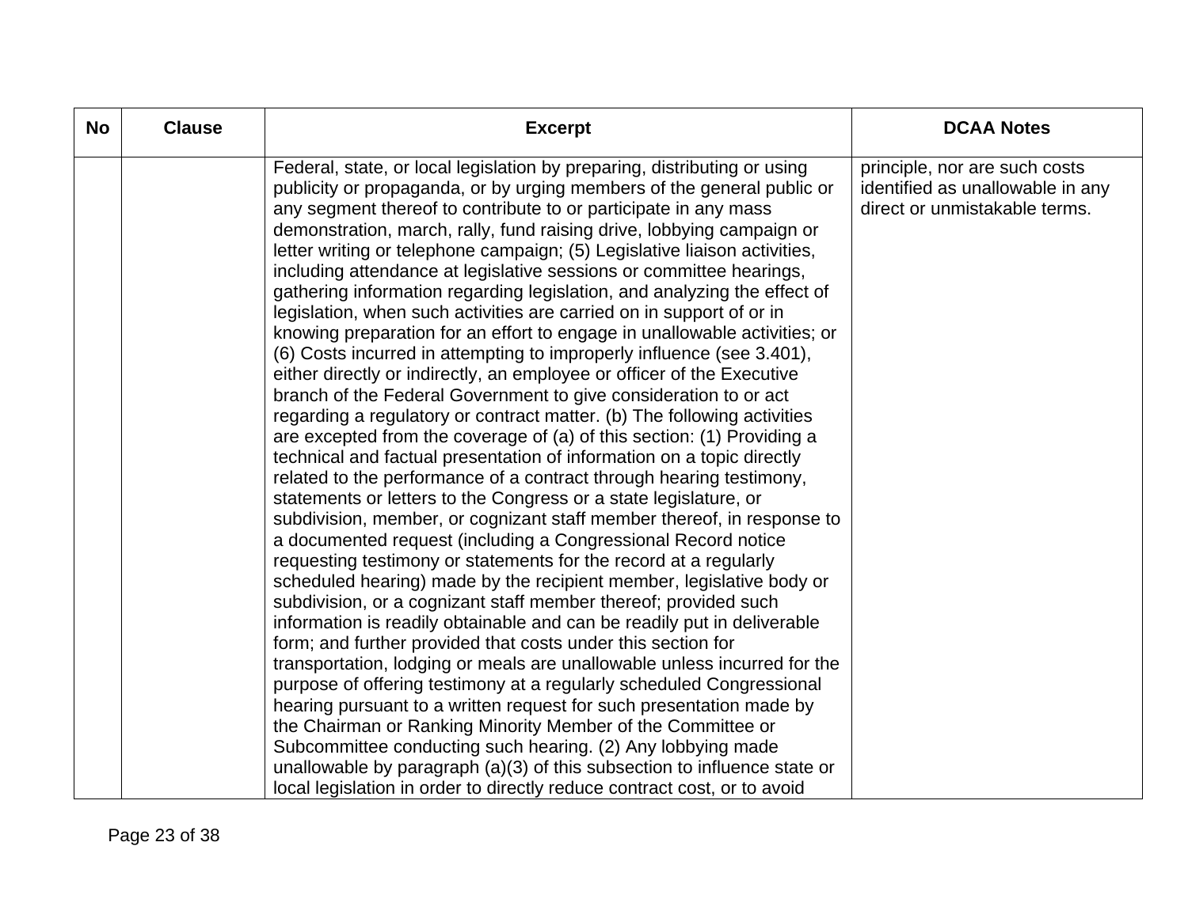| No | Clause | Excerpt | DCAA Notes |
|---|---|---|---|
| | | Federal, state, or local legislation by preparing, distributing or using publicity or propaganda, or by urging members of the general public or any segment thereof to contribute to or participate in any mass demonstration, march, rally, fund raising drive, lobbying campaign or letter writing or telephone campaign; (5) Legislative liaison activities, including attendance at legislative sessions or committee hearings, gathering information regarding legislation, and analyzing the effect of legislation, when such activities are carried on in support of or in knowing preparation for an effort to engage in unallowable activities; or (6) Costs incurred in attempting to improperly influence (see 3.401), either directly or indirectly, an employee or officer of the Executive branch of the Federal Government to give consideration to or act regarding a regulatory or contract matter. (b) The following activities are excepted from the coverage of (a) of this section: (1) Providing a technical and factual presentation of information on a topic directly related to the performance of a contract through hearing testimony, statements or letters to the Congress or a state legislature, or subdivision, member, or cognizant staff member thereof, in response to a documented request (including a Congressional Record notice requesting testimony or statements for the record at a regularly scheduled hearing) made by the recipient member, legislative body or subdivision, or a cognizant staff member thereof; provided such information is readily obtainable and can be readily put in deliverable form; and further provided that costs under this section for transportation, lodging or meals are unallowable unless incurred for the purpose of offering testimony at a regularly scheduled Congressional hearing pursuant to a written request for such presentation made by the Chairman or Ranking Minority Member of the Committee or Subcommittee conducting such hearing. (2) Any lobbying made unallowable by paragraph (a)(3) of this subsection to influence state or local legislation in order to directly reduce contract cost, or to avoid | principle, nor are such costs identified as unallowable in any direct or unmistakable terms. |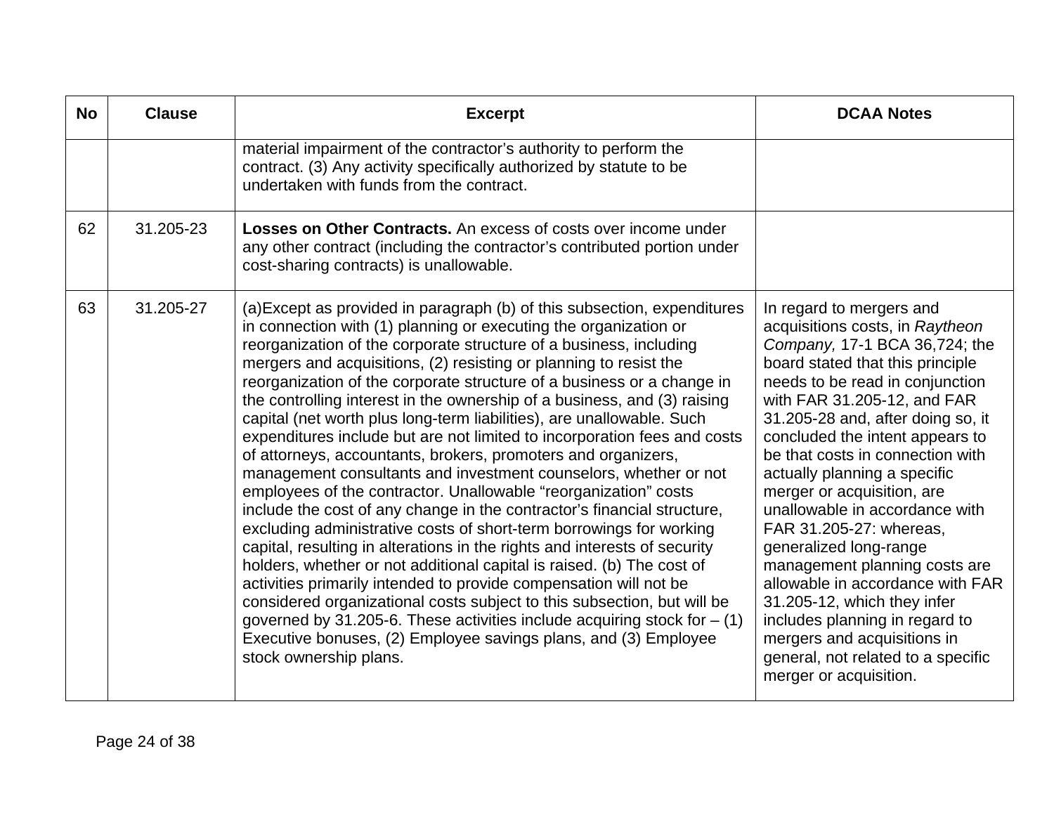| No | Clause | Excerpt | DCAA Notes |
|---|---|---|---|
| | | material impairment of the contractor's authority to perform the contract. (3) Any activity specifically authorized by statute to be undertaken with funds from the contract. | |
| 62 | 31.205-23 | **Losses on Other Contracts.** An excess of costs over income under any other contract (including the contractor's contributed portion under cost-sharing contracts) is unallowable. | |
| 63 | 31.205-27 | (a)Except as provided in paragraph (b) of this subsection, expenditures in connection with (1) planning or executing the organization or reorganization of the corporate structure of a business, including mergers and acquisitions, (2) resisting or planning to resist the reorganization of the corporate structure of a business or a change in the controlling interest in the ownership of a business, and (3) raising capital (net worth plus long-term liabilities), are unallowable. Such expenditures include but are not limited to incorporation fees and costs of attorneys, accountants, brokers, promoters and organizers, management consultants and investment counselors, whether or not employees of the contractor. Unallowable "reorganization" costs include the cost of any change in the contractor's financial structure, excluding administrative costs of short-term borrowings for working capital, resulting in alterations in the rights and interests of security holders, whether or not additional capital is raised. (b) The cost of activities primarily intended to provide compensation will not be considered organizational costs subject to this subsection, but will be governed by 31.205-6. These activities include acquiring stock for – (1) Executive bonuses, (2) Employee savings plans, and (3) Employee stock ownership plans. | In regard to mergers and acquisitions costs, in *Raytheon Company,* 17-1 BCA 36,724; the board stated that this principle needs to be read in conjunction with FAR 31.205-12, and FAR 31.205-28 and, after doing so, it concluded the intent appears to be that costs in connection with actually planning a specific merger or acquisition, are unallowable in accordance with FAR 31.205-27: whereas, generalized long-range management planning costs are allowable in accordance with FAR 31.205-12, which they infer includes planning in regard to mergers and acquisitions in general, not related to a specific merger or acquisition. |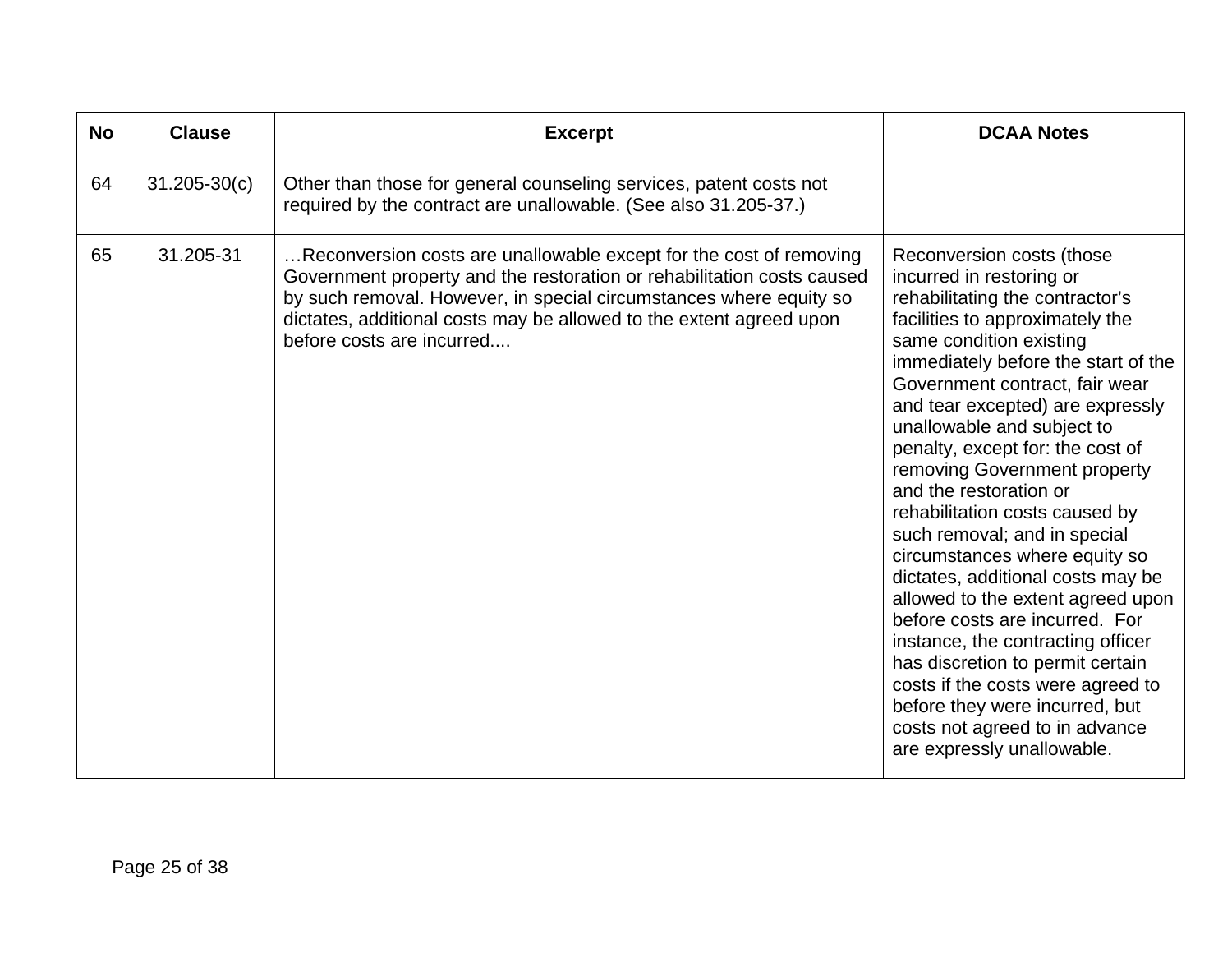| No | Clause | Excerpt | DCAA Notes |
|---|---|---|---|
| 64 | 31.205-30(c) | Other than those for general counseling services, patent costs not required by the contract are unallowable. (See also 31.205-37.) | |
| 65 | 31.205-31 | …Reconversion costs are unallowable except for the cost of removing Government property and the restoration or rehabilitation costs caused by such removal. However, in special circumstances where equity so dictates, additional costs may be allowed to the extent agreed upon before costs are incurred.... | Reconversion costs (those incurred in restoring or rehabilitating the contractor's facilities to approximately the same condition existing immediately before the start of the Government contract, fair wear and tear excepted) are expressly unallowable and subject to penalty, except for: the cost of removing Government property and the restoration or rehabilitation costs caused by such removal; and in special circumstances where equity so dictates, additional costs may be allowed to the extent agreed upon before costs are incurred. For instance, the contracting officer has discretion to permit certain costs if the costs were agreed to before they were incurred, but costs not agreed to in advance are expressly unallowable. |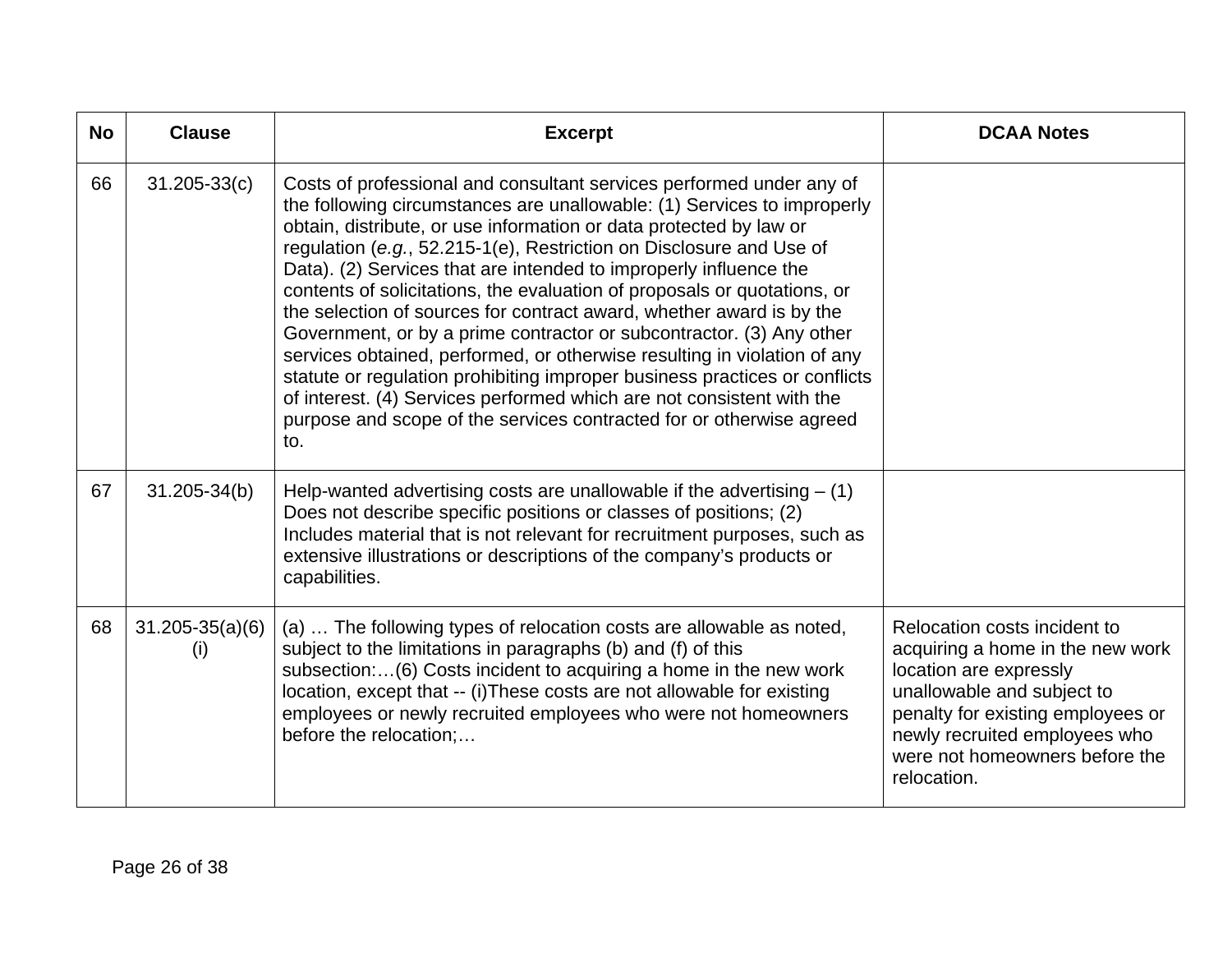| No | Clause | Excerpt | DCAA Notes |
|---|---|---|---|
| 66 | 31.205-33(c) | Costs of professional and consultant services performed under any of the following circumstances are unallowable: (1) Services to improperly obtain, distribute, or use information or data protected by law or regulation (*e.g.*, 52.215-1(e), Restriction on Disclosure and Use of Data). (2) Services that are intended to improperly influence the contents of solicitations, the evaluation of proposals or quotations, or the selection of sources for contract award, whether award is by the Government, or by a prime contractor or subcontractor. (3) Any other services obtained, performed, or otherwise resulting in violation of any statute or regulation prohibiting improper business practices or conflicts of interest. (4) Services performed which are not consistent with the purpose and scope of the services contracted for or otherwise agreed to. | |
| 67 | 31.205-34(b) | Help-wanted advertising costs are unallowable if the advertising – (1) Does not describe specific positions or classes of positions; (2) Includes material that is not relevant for recruitment purposes, such as extensive illustrations or descriptions of the company's products or capabilities. | |
| 68 | 31.205-35(a)(6)(i) | (a) … The following types of relocation costs are allowable as noted, subject to the limitations in paragraphs (b) and (f) of this subsection:…(6) Costs incident to acquiring a home in the new work location, except that -- (i)These costs are not allowable for existing employees or newly recruited employees who were not homeowners before the relocation;… | Relocation costs incident to acquiring a home in the new work location are expressly unallowable and subject to penalty for existing employees or newly recruited employees who were not homeowners before the relocation. |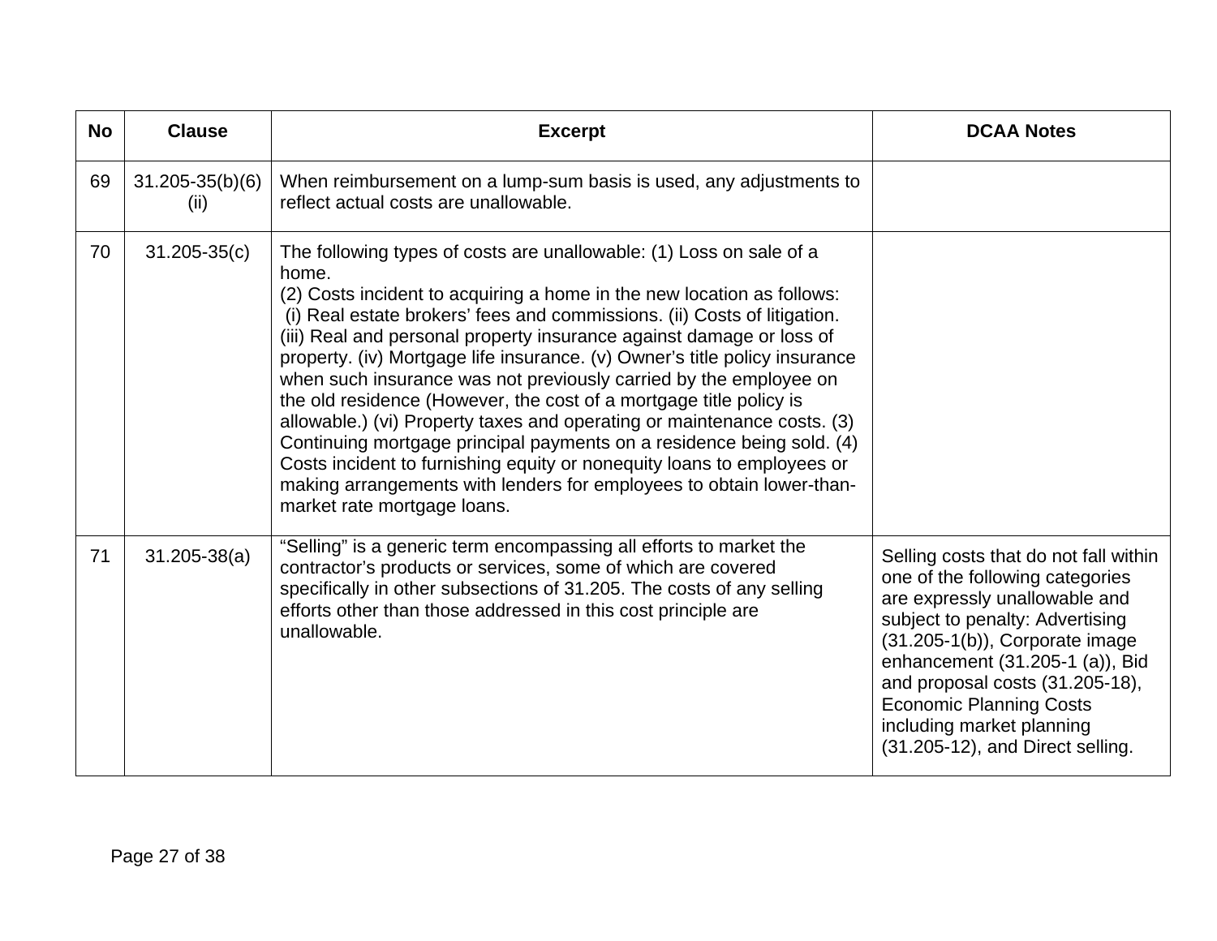| No | Clause | Excerpt | DCAA Notes |
|---|---|---|---|
| 69 | 31.205-35(b)(6)(ii) | When reimbursement on a lump-sum basis is used, any adjustments to reflect actual costs are unallowable. | |
| 70 | 31.205-35(c) | The following types of costs are unallowable: (1) Loss on sale of a home.<br>(2) Costs incident to acquiring a home in the new location as follows: (i) Real estate brokers' fees and commissions. (ii) Costs of litigation. (iii) Real and personal property insurance against damage or loss of property. (iv) Mortgage life insurance. (v) Owner's title policy insurance when such insurance was not previously carried by the employee on the old residence (However, the cost of a mortgage title policy is allowable.) (vi) Property taxes and operating or maintenance costs. (3) Continuing mortgage principal payments on a residence being sold. (4) Costs incident to furnishing equity or nonequity loans to employees or making arrangements with lenders for employees to obtain lower-than-market rate mortgage loans. | |
| 71 | 31.205-38(a) | "Selling" is a generic term encompassing all efforts to market the contractor's products or services, some of which are covered specifically in other subsections of 31.205. The costs of any selling efforts other than those addressed in this cost principle are unallowable. | Selling costs that do not fall within one of the following categories are expressly unallowable and subject to penalty: Advertising (31.205-1(b)), Corporate image enhancement (31.205-1 (a)), Bid and proposal costs (31.205-18), Economic Planning Costs including market planning (31.205-12), and Direct selling. |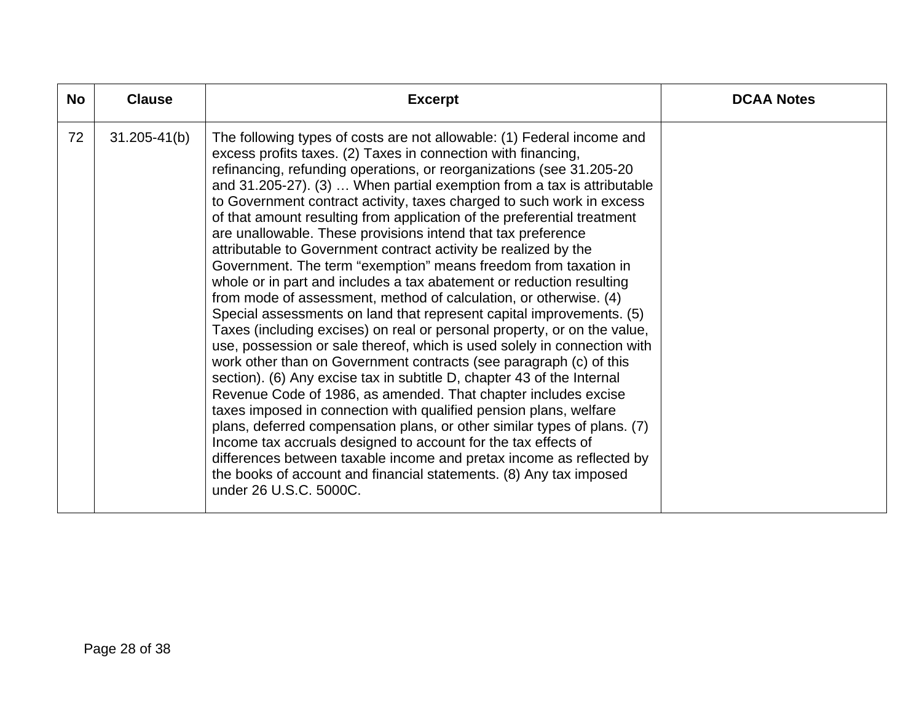| No | Clause | Excerpt | DCAA Notes |
|---|---|---|---|
| 72 | 31.205-41(b) | The following types of costs are not allowable: (1) Federal income and excess profits taxes. (2) Taxes in connection with financing, refinancing, refunding operations, or reorganizations (see 31.205-20 and 31.205-27). (3) … When partial exemption from a tax is attributable to Government contract activity, taxes charged to such work in excess of that amount resulting from application of the preferential treatment are unallowable. These provisions intend that tax preference attributable to Government contract activity be realized by the Government. The term "exemption" means freedom from taxation in whole or in part and includes a tax abatement or reduction resulting from mode of assessment, method of calculation, or otherwise. (4) Special assessments on land that represent capital improvements. (5) Taxes (including excises) on real or personal property, or on the value, use, possession or sale thereof, which is used solely in connection with work other than on Government contracts (see paragraph (c) of this section). (6) Any excise tax in subtitle D, chapter 43 of the Internal Revenue Code of 1986, as amended. That chapter includes excise taxes imposed in connection with qualified pension plans, welfare plans, deferred compensation plans, or other similar types of plans. (7) Income tax accruals designed to account for the tax effects of differences between taxable income and pretax income as reflected by the books of account and financial statements. (8) Any tax imposed under 26 U.S.C. 5000C. | |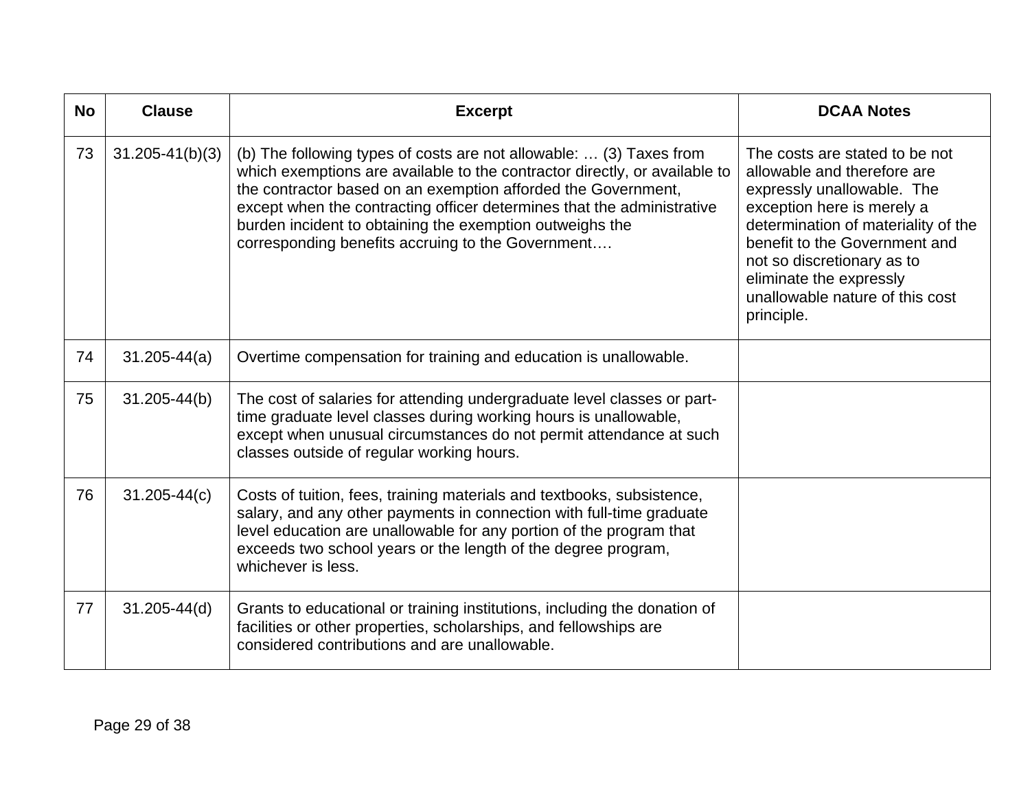| No | Clause | Excerpt | DCAA Notes |
|---|---|---|---|
| 73 | 31.205-41(b)(3) | (b) The following types of costs are not allowable: … (3) Taxes from which exemptions are available to the contractor directly, or available to the contractor based on an exemption afforded the Government, except when the contracting officer determines that the administrative burden incident to obtaining the exemption outweighs the corresponding benefits accruing to the Government…. | The costs are stated to be not allowable and therefore are expressly unallowable. The exception here is merely a determination of materiality of the benefit to the Government and not so discretionary as to eliminate the expressly unallowable nature of this cost principle. |
| 74 | 31.205-44(a) | Overtime compensation for training and education is unallowable. | |
| 75 | 31.205-44(b) | The cost of salaries for attending undergraduate level classes or part-time graduate level classes during working hours is unallowable, except when unusual circumstances do not permit attendance at such classes outside of regular working hours. | |
| 76 | 31.205-44(c) | Costs of tuition, fees, training materials and textbooks, subsistence, salary, and any other payments in connection with full-time graduate level education are unallowable for any portion of the program that exceeds two school years or the length of the degree program, whichever is less. | |
| 77 | 31.205-44(d) | Grants to educational or training institutions, including the donation of facilities or other properties, scholarships, and fellowships are considered contributions and are unallowable. | |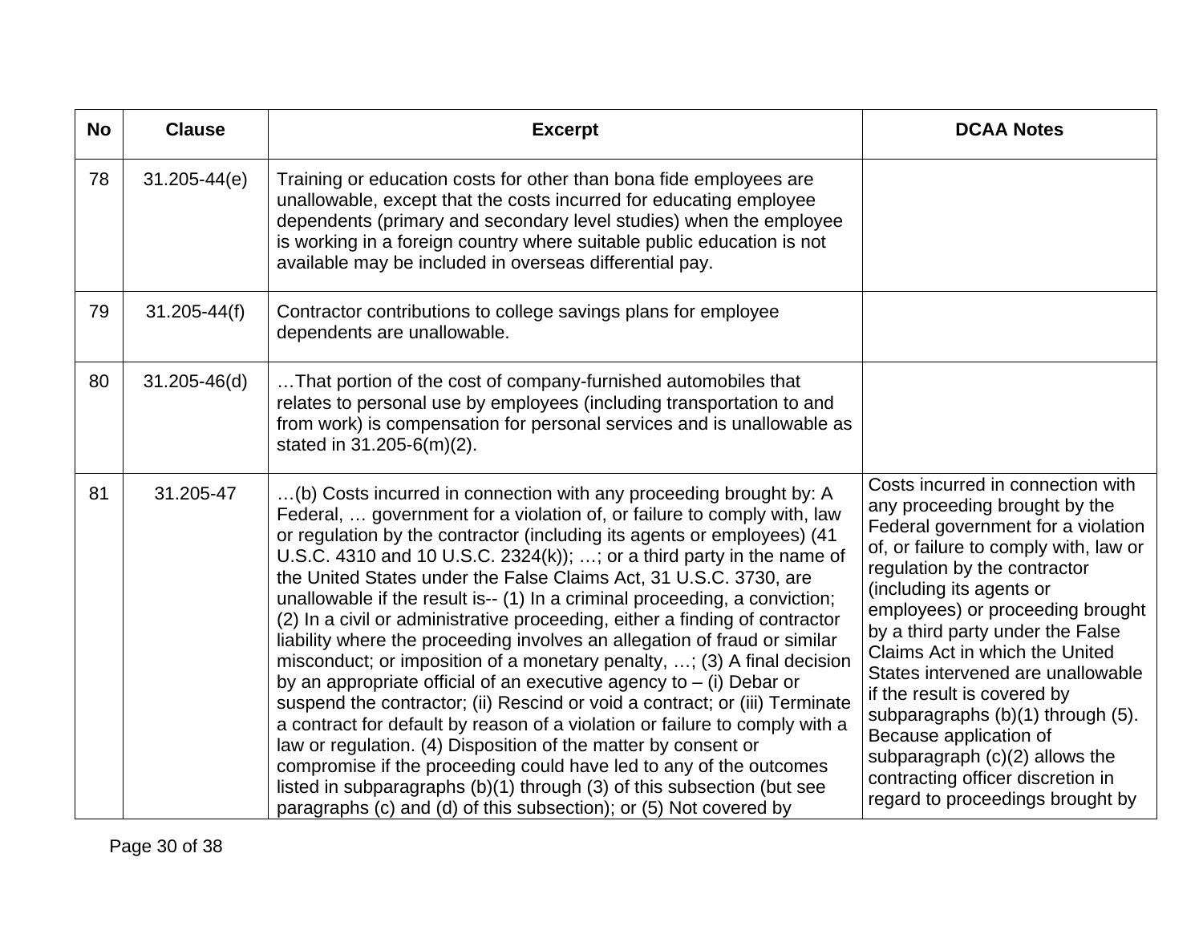| No | Clause | Excerpt | DCAA Notes |
|---|---|---|---|
| 78 | 31.205-44(e) | Training or education costs for other than bona fide employees are unallowable, except that the costs incurred for educating employee dependents (primary and secondary level studies) when the employee is working in a foreign country where suitable public education is not available may be included in overseas differential pay. | |
| 79 | 31.205-44(f) | Contractor contributions to college savings plans for employee dependents are unallowable. | |
| 80 | 31.205-46(d) | …That portion of the cost of company-furnished automobiles that relates to personal use by employees (including transportation to and from work) is compensation for personal services and is unallowable as stated in 31.205-6(m)(2). | |
| 81 | 31.205-47 | …(b) Costs incurred in connection with any proceeding brought by: A Federal, … government for a violation of, or failure to comply with, law or regulation by the contractor (including its agents or employees) (41 U.S.C. 4310 and 10 U.S.C. 2324(k)); …; or a third party in the name of the United States under the False Claims Act, 31 U.S.C. 3730, are unallowable if the result is-- (1) In a criminal proceeding, a conviction; (2) In a civil or administrative proceeding, either a finding of contractor liability where the proceeding involves an allegation of fraud or similar misconduct; or imposition of a monetary penalty, …; (3) A final decision by an appropriate official of an executive agency to – (i) Debar or suspend the contractor; (ii) Rescind or void a contract; or (iii) Terminate a contract for default by reason of a violation or failure to comply with a law or regulation. (4) Disposition of the matter by consent or compromise if the proceeding could have led to any of the outcomes listed in subparagraphs (b)(1) through (3) of this subsection (but see paragraphs (c) and (d) of this subsection); or (5) Not covered by | Costs incurred in connection with any proceeding brought by the Federal government for a violation of, or failure to comply with, law or regulation by the contractor (including its agents or employees) or proceeding brought by a third party under the False Claims Act in which the United States intervened are unallowable if the result is covered by subparagraphs (b)(1) through (5). Because application of subparagraph (c)(2) allows the contracting officer discretion in regard to proceedings brought by |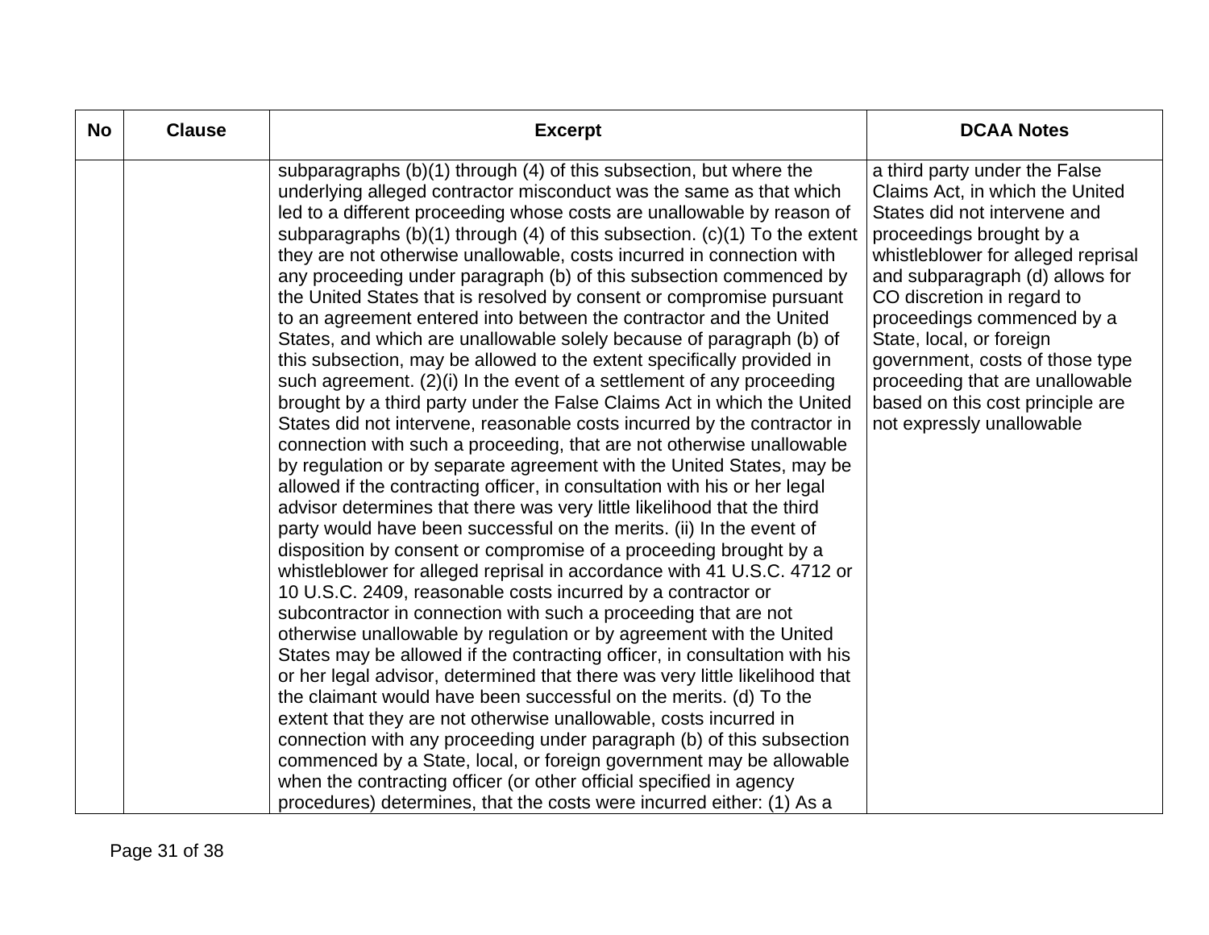| No | Clause | Excerpt | DCAA Notes |
|---|---|---|---|
| | | subparagraphs (b)(1) through (4) of this subsection, but where the underlying alleged contractor misconduct was the same as that which led to a different proceeding whose costs are unallowable by reason of subparagraphs (b)(1) through (4) of this subsection. (c)(1) To the extent they are not otherwise unallowable, costs incurred in connection with any proceeding under paragraph (b) of this subsection commenced by the United States that is resolved by consent or compromise pursuant to an agreement entered into between the contractor and the United States, and which are unallowable solely because of paragraph (b) of this subsection, may be allowed to the extent specifically provided in such agreement. (2)(i) In the event of a settlement of any proceeding brought by a third party under the False Claims Act in which the United States did not intervene, reasonable costs incurred by the contractor in connection with such a proceeding, that are not otherwise unallowable by regulation or by separate agreement with the United States, may be allowed if the contracting officer, in consultation with his or her legal advisor determines that there was very little likelihood that the third party would have been successful on the merits. (ii) In the event of disposition by consent or compromise of a proceeding brought by a whistleblower for alleged reprisal in accordance with 41 U.S.C. 4712 or 10 U.S.C. 2409, reasonable costs incurred by a contractor or subcontractor in connection with such a proceeding that are not otherwise unallowable by regulation or by agreement with the United States may be allowed if the contracting officer, in consultation with his or her legal advisor, determined that there was very little likelihood that the claimant would have been successful on the merits. (d) To the extent that they are not otherwise unallowable, costs incurred in connection with any proceeding under paragraph (b) of this subsection commenced by a State, local, or foreign government may be allowable when the contracting officer (or other official specified in agency procedures) determines, that the costs were incurred either: (1) As a | a third party under the False Claims Act, in which the United States did not intervene and proceedings brought by a whistleblower for alleged reprisal and subparagraph (d) allows for CO discretion in regard to proceedings commenced by a State, local, or foreign government, costs of those type proceeding that are unallowable based on this cost principle are not expressly unallowable |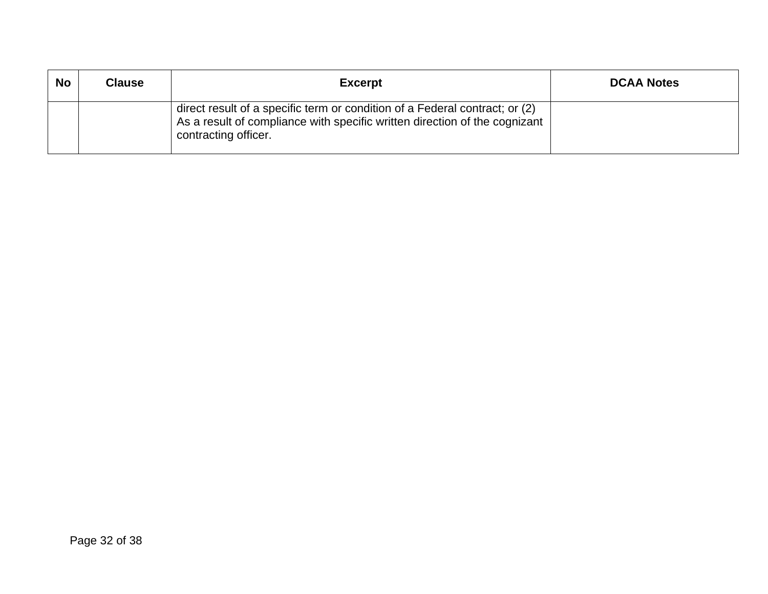| No | Clause | Excerpt | DCAA Notes |
|---|---|---|---|
| | | direct result of a specific term or condition of a Federal contract; or (2) As a result of compliance with specific written direction of the cognizant contracting officer. | |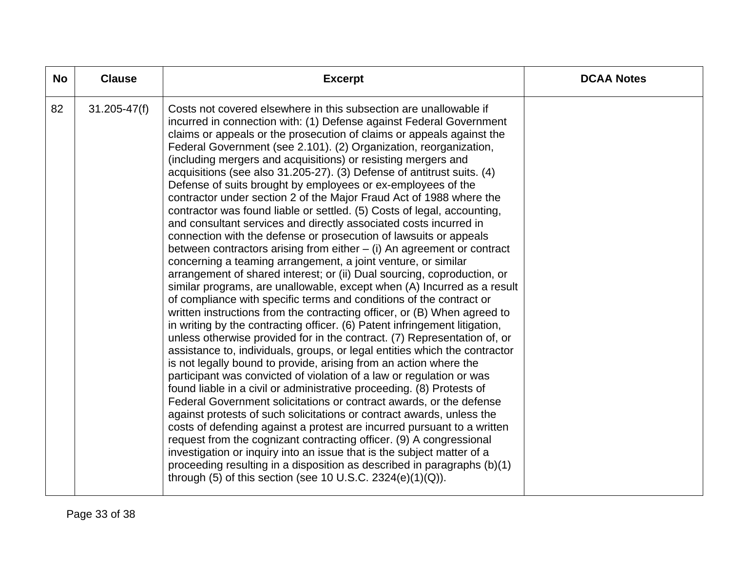| No | Clause | Excerpt | DCAA Notes |
|---|---|---|---|
| 82 | 31.205-47(f) | Costs not covered elsewhere in this subsection are unallowable if incurred in connection with: (1) Defense against Federal Government claims or appeals or the prosecution of claims or appeals against the Federal Government (see 2.101). (2) Organization, reorganization, (including mergers and acquisitions) or resisting mergers and acquisitions (see also 31.205-27). (3) Defense of antitrust suits. (4) Defense of suits brought by employees or ex-employees of the contractor under section 2 of the Major Fraud Act of 1988 where the contractor was found liable or settled. (5) Costs of legal, accounting, and consultant services and directly associated costs incurred in connection with the defense or prosecution of lawsuits or appeals between contractors arising from either – (i) An agreement or contract concerning a teaming arrangement, a joint venture, or similar arrangement of shared interest; or (ii) Dual sourcing, coproduction, or similar programs, are unallowable, except when (A) Incurred as a result of compliance with specific terms and conditions of the contract or written instructions from the contracting officer, or (B) When agreed to in writing by the contracting officer. (6) Patent infringement litigation, unless otherwise provided for in the contract. (7) Representation of, or assistance to, individuals, groups, or legal entities which the contractor is not legally bound to provide, arising from an action where the participant was convicted of violation of a law or regulation or was found liable in a civil or administrative proceeding. (8) Protests of Federal Government solicitations or contract awards, or the defense against protests of such solicitations or contract awards, unless the costs of defending against a protest are incurred pursuant to a written request from the cognizant contracting officer. (9) A congressional investigation or inquiry into an issue that is the subject matter of a proceeding resulting in a disposition as described in paragraphs (b)(1) through (5) of this section (see 10 U.S.C. 2324(e)(1)(Q)). | |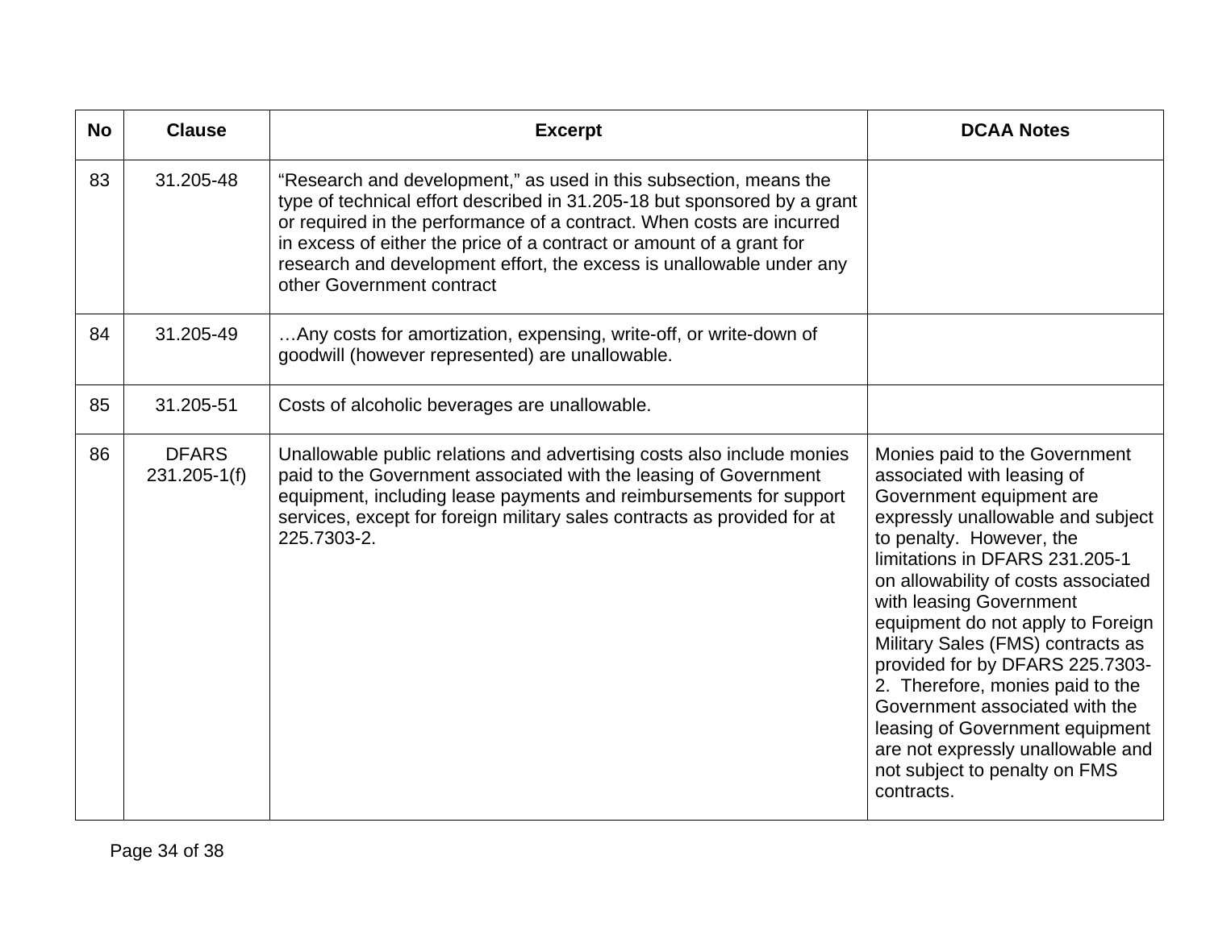| No | Clause | Excerpt | DCAA Notes |
|---|---|---|---|
| 83 | 31.205-48 | "Research and development," as used in this subsection, means the type of technical effort described in 31.205-18 but sponsored by a grant or required in the performance of a contract. When costs are incurred in excess of either the price of a contract or amount of a grant for research and development effort, the excess is unallowable under any other Government contract | |
| 84 | 31.205-49 | …Any costs for amortization, expensing, write-off, or write-down of goodwill (however represented) are unallowable. | |
| 85 | 31.205-51 | Costs of alcoholic beverages are unallowable. | |
| 86 | DFARS 231.205-1(f) | Unallowable public relations and advertising costs also include monies paid to the Government associated with the leasing of Government equipment, including lease payments and reimbursements for support services, except for foreign military sales contracts as provided for at 225.7303-2. | Monies paid to the Government associated with leasing of Government equipment are expressly unallowable and subject to penalty. However, the limitations in DFARS 231.205-1 on allowability of costs associated with leasing Government equipment do not apply to Foreign Military Sales (FMS) contracts as provided for by DFARS 225.7303-2. Therefore, monies paid to the Government associated with the leasing of Government equipment are not expressly unallowable and not subject to penalty on FMS contracts. |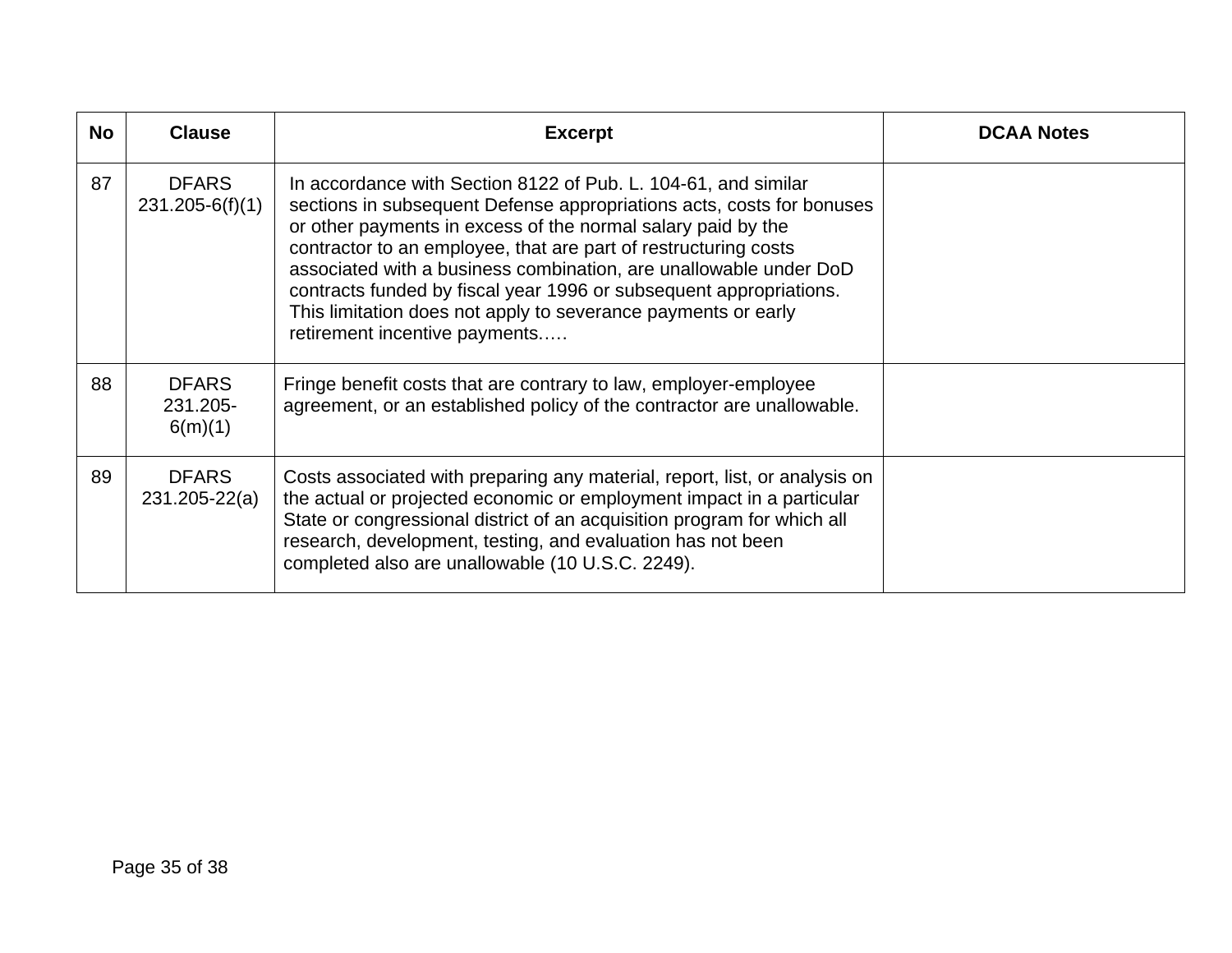| No | Clause | Excerpt | DCAA Notes |
|---|---|---|---|
| 87 | DFARS 231.205-6(f)(1) | In accordance with Section 8122 of Pub. L. 104-61, and similar sections in subsequent Defense appropriations acts, costs for bonuses or other payments in excess of the normal salary paid by the contractor to an employee, that are part of restructuring costs associated with a business combination, are unallowable under DoD contracts funded by fiscal year 1996 or subsequent appropriations. This limitation does not apply to severance payments or early retirement incentive payments.…. | |
| 88 | DFARS 231.205-6(m)(1) | Fringe benefit costs that are contrary to law, employer-employee agreement, or an established policy of the contractor are unallowable. | |
| 89 | DFARS 231.205-22(a) | Costs associated with preparing any material, report, list, or analysis on the actual or projected economic or employment impact in a particular State or congressional district of an acquisition program for which all research, development, testing, and evaluation has not been completed also are unallowable (10 U.S.C. 2249). | |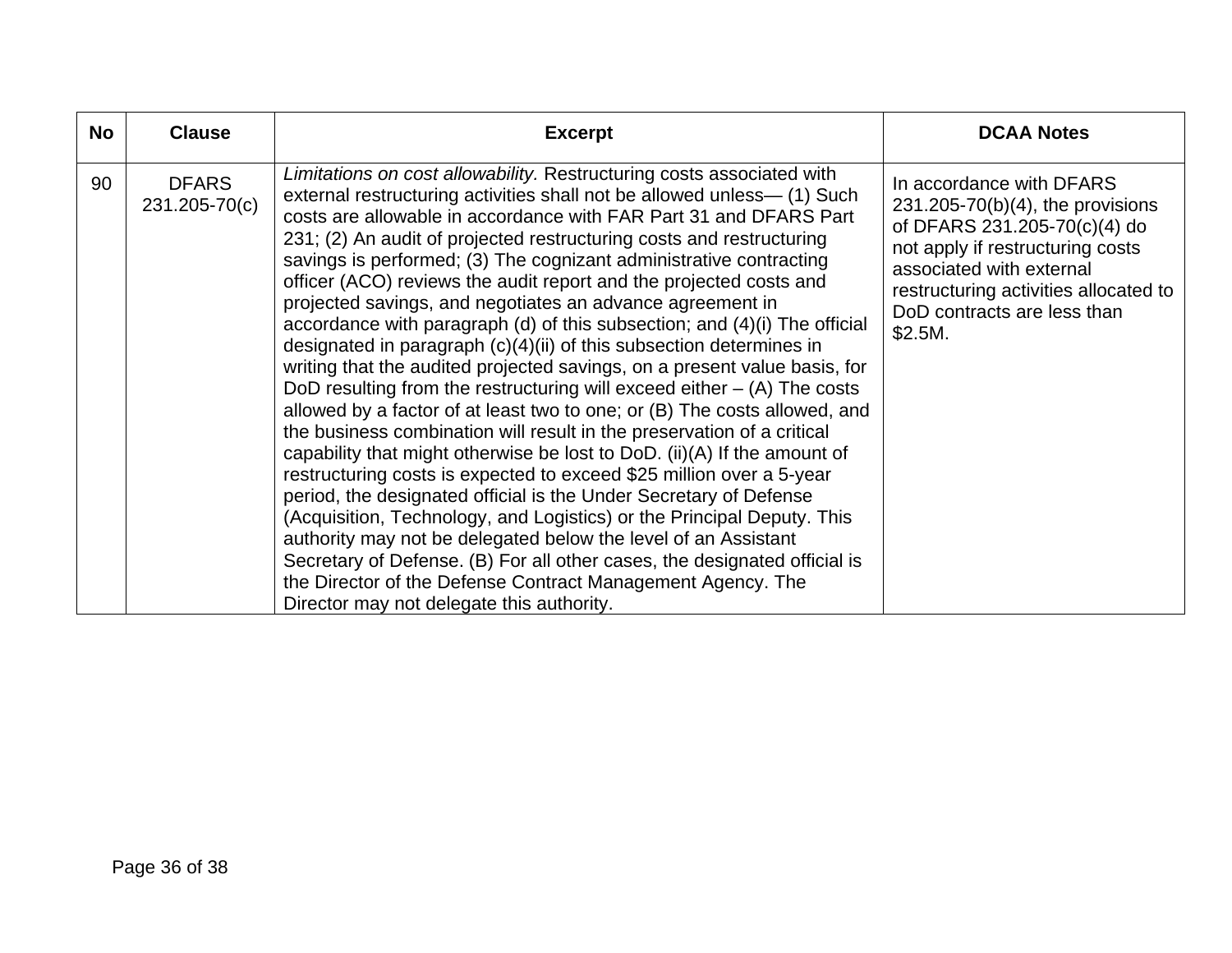| No | Clause | Excerpt | DCAA Notes |
|---|---|---|---|
| 90 | DFARS 231.205-70(c) | *Limitations on cost allowability.* Restructuring costs associated with external restructuring activities shall not be allowed unless— (1) Such costs are allowable in accordance with FAR Part 31 and DFARS Part 231; (2) An audit of projected restructuring costs and restructuring savings is performed; (3) The cognizant administrative contracting officer (ACO) reviews the audit report and the projected costs and projected savings, and negotiates an advance agreement in accordance with paragraph (d) of this subsection; and (4)(i) The official designated in paragraph (c)(4)(ii) of this subsection determines in writing that the audited projected savings, on a present value basis, for DoD resulting from the restructuring will exceed either – (A) The costs allowed by a factor of at least two to one; or (B) The costs allowed, and the business combination will result in the preservation of a critical capability that might otherwise be lost to DoD. (ii)(A) If the amount of restructuring costs is expected to exceed $25 million over a 5-year period, the designated official is the Under Secretary of Defense (Acquisition, Technology, and Logistics) or the Principal Deputy. This authority may not be delegated below the level of an Assistant Secretary of Defense. (B) For all other cases, the designated official is the Director of the Defense Contract Management Agency. The Director may not delegate this authority. | In accordance with DFARS 231.205-70(b)(4), the provisions of DFARS 231.205-70(c)(4) do not apply if restructuring costs associated with external restructuring activities allocated to DoD contracts are less than $2.5M. |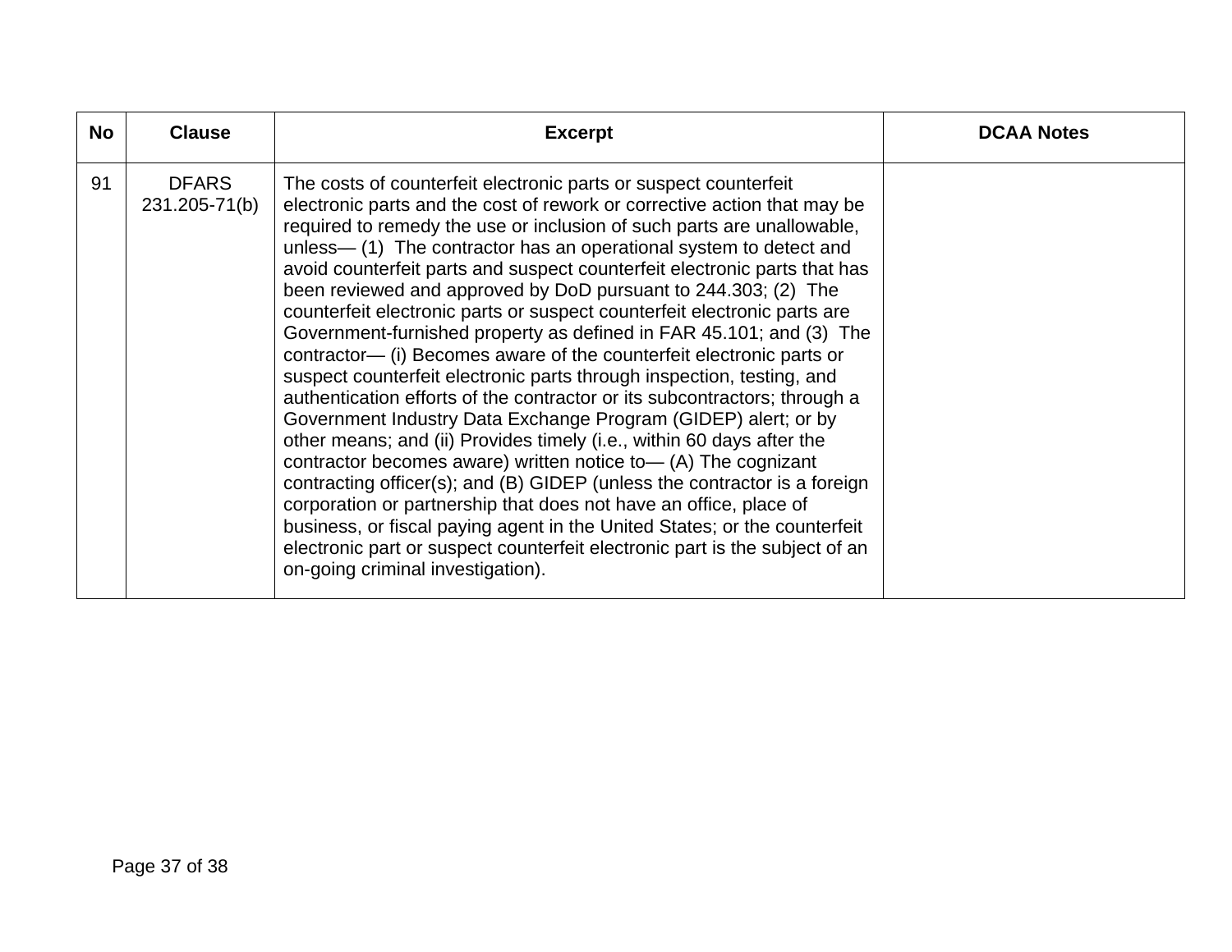| No | Clause | Excerpt | DCAA Notes |
|---|---|---|---|
| 91 | DFARS 231.205-71(b) | The costs of counterfeit electronic parts or suspect counterfeit electronic parts and the cost of rework or corrective action that may be required to remedy the use or inclusion of such parts are unallowable, unless— (1) The contractor has an operational system to detect and avoid counterfeit parts and suspect counterfeit electronic parts that has been reviewed and approved by DoD pursuant to 244.303; (2) The counterfeit electronic parts or suspect counterfeit electronic parts are Government-furnished property as defined in FAR 45.101; and (3) The contractor— (i) Becomes aware of the counterfeit electronic parts or suspect counterfeit electronic parts through inspection, testing, and authentication efforts of the contractor or its subcontractors; through a Government Industry Data Exchange Program (GIDEP) alert; or by other means; and (ii) Provides timely (i.e., within 60 days after the contractor becomes aware) written notice to— (A) The cognizant contracting officer(s); and (B) GIDEP (unless the contractor is a foreign corporation or partnership that does not have an office, place of business, or fiscal paying agent in the United States; or the counterfeit electronic part or suspect counterfeit electronic part is the subject of an on-going criminal investigation). | |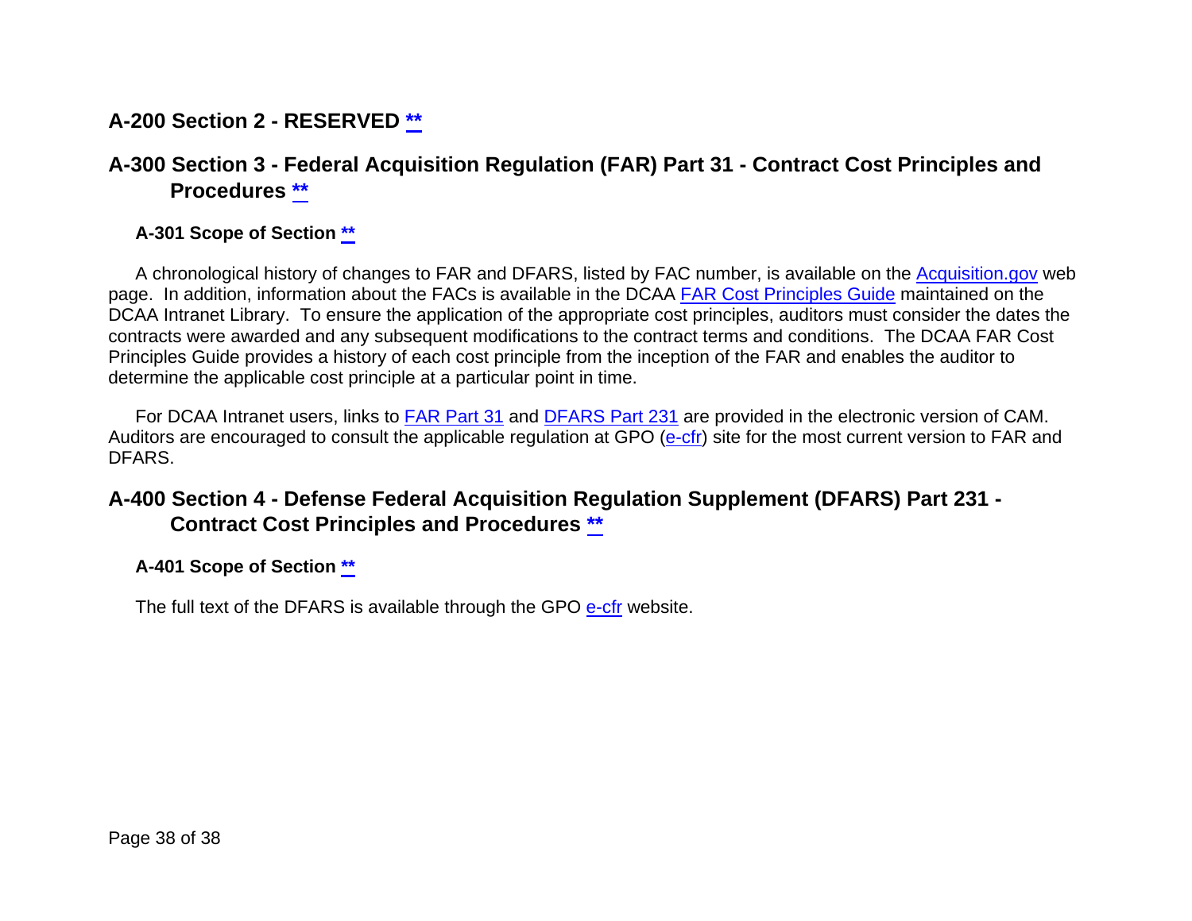## A-200 Section 2 - RESERVED **

## A-300 Section 3 - Federal Acquisition Regulation (FAR) Part 31 - Contract Cost Principles and Procedures **

### A-301 Scope of Section **

A chronological history of changes to FAR and DFARS, listed by FAC number, is available on the Acquisition.gov web page. In addition, information about the FACs is available in the DCAA FAR Cost Principles Guide maintained on the DCAA Intranet Library. To ensure the application of the appropriate cost principles, auditors must consider the dates the contracts were awarded and any subsequent modifications to the contract terms and conditions. The DCAA FAR Cost Principles Guide provides a history of each cost principle from the inception of the FAR and enables the auditor to determine the applicable cost principle at a particular point in time.

For DCAA Intranet users, links to FAR Part 31 and DFARS Part 231 are provided in the electronic version of CAM. Auditors are encouraged to consult the applicable regulation at GPO (e-cfr) site for the most current version to FAR and DFARS.

## A-400 Section 4 - Defense Federal Acquisition Regulation Supplement (DFARS) Part 231 - Contract Cost Principles and Procedures **

### A-401 Scope of Section **

The full text of the DFARS is available through the GPO e-cfr website.